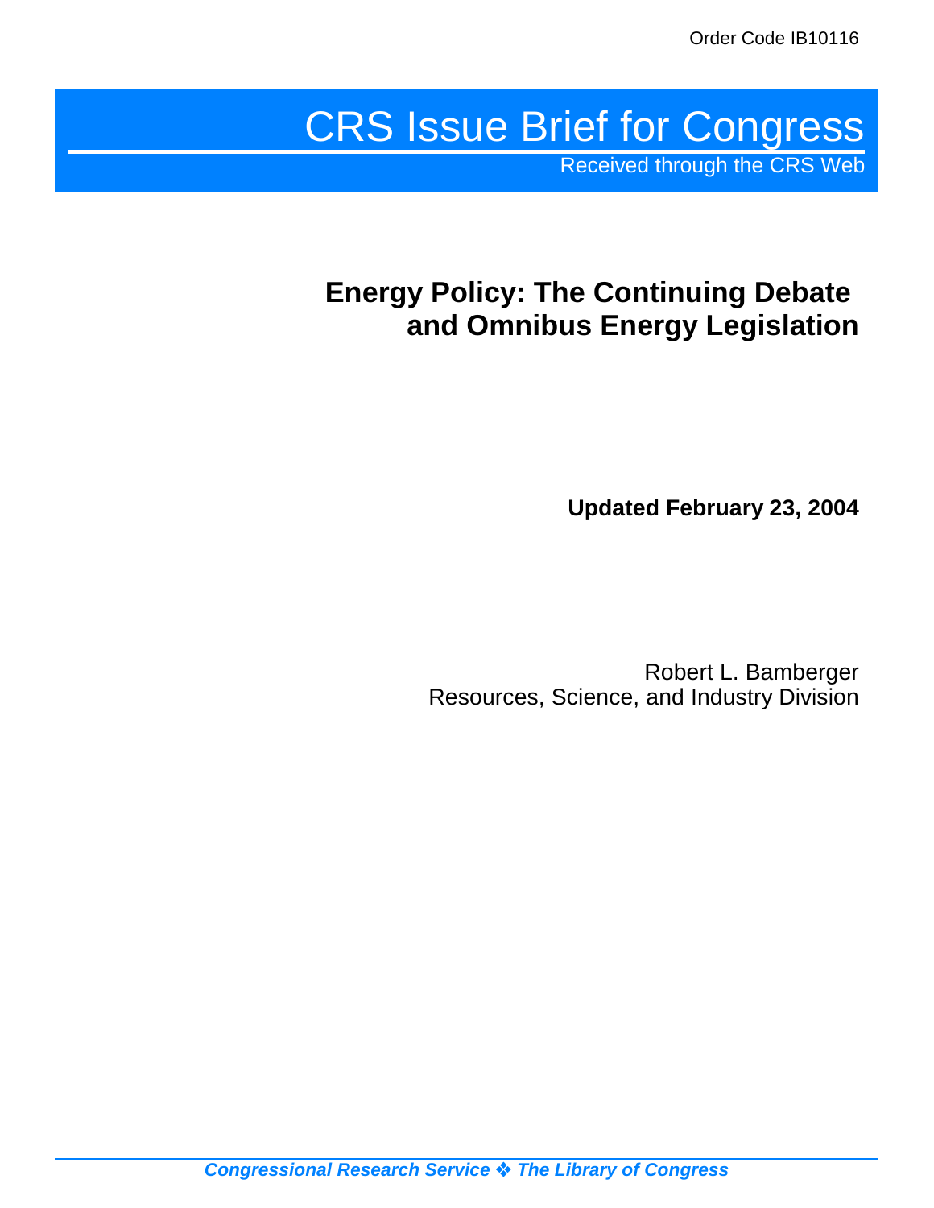Order Code IB10116

# CRS Issue Brief for Congress

Received through the CRS Web

## Energy Policy: The Continuing Debate and Omnibus Energy Legislation

**Updated February 23, 2004**

Robert L. Bamberger
Resources, Science, and Industry Division

*Congressional Research Service ❖ The Library of Congress*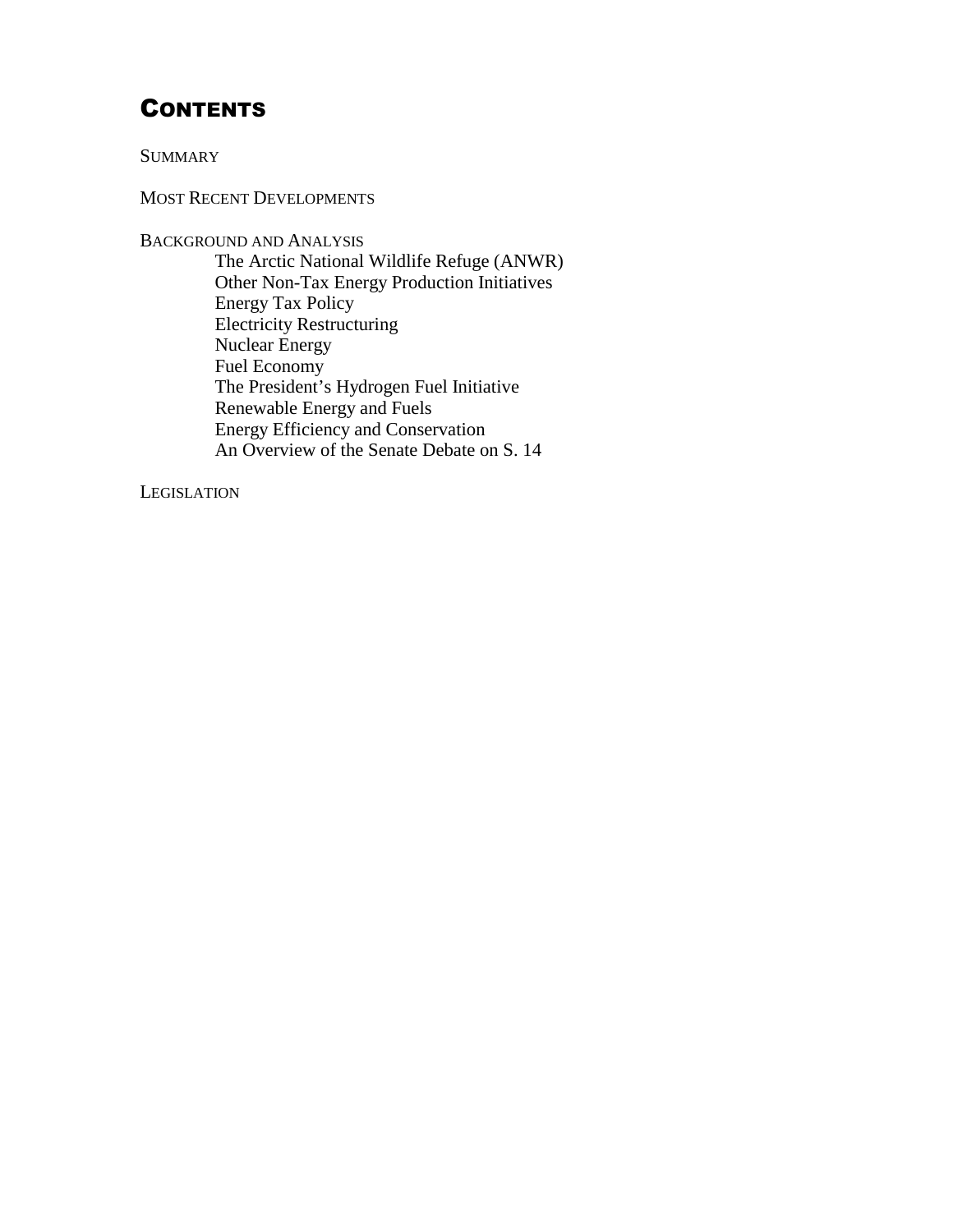# CONTENTS

SUMMARY

MOST RECENT DEVELOPMENTS

BACKGROUND AND ANALYSIS

- The Arctic National Wildlife Refuge (ANWR)
- Other Non-Tax Energy Production Initiatives
- Energy Tax Policy
- Electricity Restructuring
- Nuclear Energy
- Fuel Economy
- The President's Hydrogen Fuel Initiative
- Renewable Energy and Fuels
- Energy Efficiency and Conservation
- An Overview of the Senate Debate on S. 14

LEGISLATION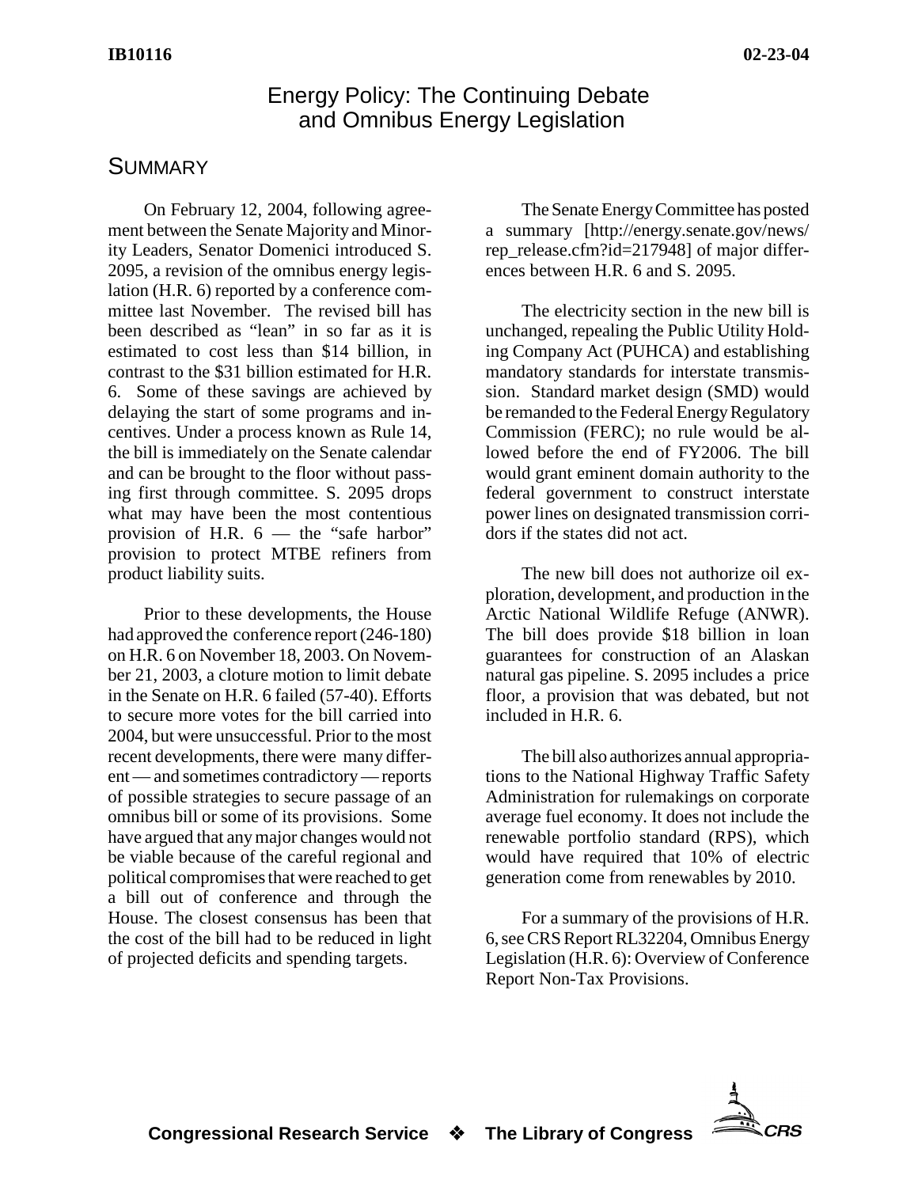# Energy Policy: The Continuing Debate and Omnibus Energy Legislation

## Summary

On February 12, 2004, following agreement between the Senate Majority and Minority Leaders, Senator Domenici introduced S. 2095, a revision of the omnibus energy legislation (H.R. 6) reported by a conference committee last November. The revised bill has been described as "lean" in so far as it is estimated to cost less than $14 billion, in contrast to the $31 billion estimated for H.R. 6. Some of these savings are achieved by delaying the start of some programs and incentives. Under a process known as Rule 14, the bill is immediately on the Senate calendar and can be brought to the floor without passing first through committee. S. 2095 drops what may have been the most contentious provision of H.R. 6 — the "safe harbor" provision to protect MTBE refiners from product liability suits.

Prior to these developments, the House had approved the conference report (246-180) on H.R. 6 on November 18, 2003. On November 21, 2003, a cloture motion to limit debate in the Senate on H.R. 6 failed (57-40). Efforts to secure more votes for the bill carried into 2004, but were unsuccessful. Prior to the most recent developments, there were many different — and sometimes contradictory — reports of possible strategies to secure passage of an omnibus bill or some of its provisions. Some have argued that any major changes would not be viable because of the careful regional and political compromises that were reached to get a bill out of conference and through the House. The closest consensus has been that the cost of the bill had to be reduced in light of projected deficits and spending targets.

The Senate Energy Committee has posted a summary [http://energy.senate.gov/news/rep_release.cfm?id=217948] of major differences between H.R. 6 and S. 2095.

The electricity section in the new bill is unchanged, repealing the Public Utility Holding Company Act (PUHCA) and establishing mandatory standards for interstate transmission. Standard market design (SMD) would be remanded to the Federal Energy Regulatory Commission (FERC); no rule would be allowed before the end of FY2006. The bill would grant eminent domain authority to the federal government to construct interstate power lines on designated transmission corridors if the states did not act.

The new bill does not authorize oil exploration, development, and production in the Arctic National Wildlife Refuge (ANWR). The bill does provide $18 billion in loan guarantees for construction of an Alaskan natural gas pipeline. S. 2095 includes a price floor, a provision that was debated, but not included in H.R. 6.

The bill also authorizes annual appropriations to the National Highway Traffic Safety Administration for rulemakings on corporate average fuel economy. It does not include the renewable portfolio standard (RPS), which would have required that 10% of electric generation come from renewables by 2010.

For a summary of the provisions of H.R. 6, see CRS Report RL32204, Omnibus Energy Legislation (H.R. 6): Overview of Conference Report Non-Tax Provisions.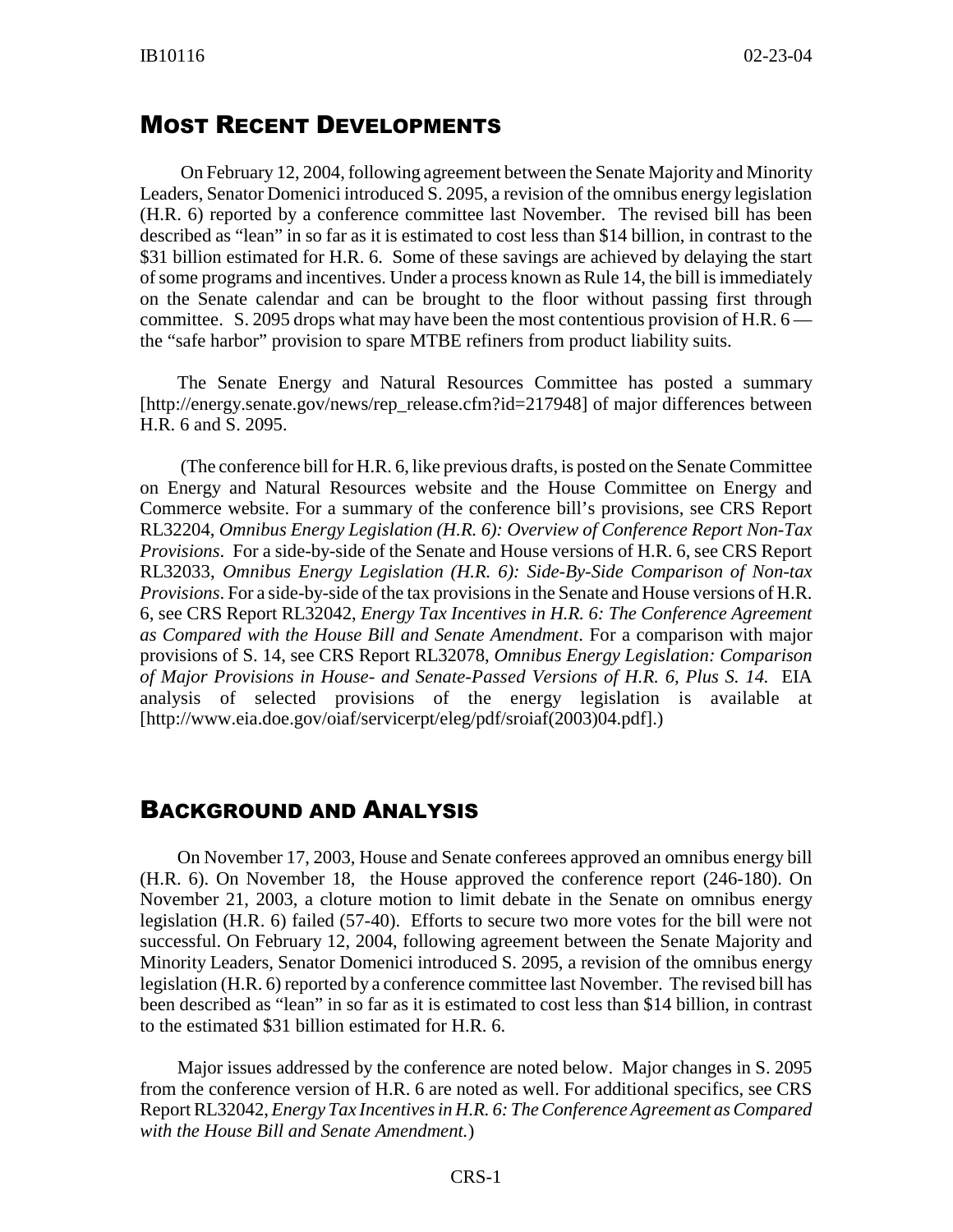## Most Recent Developments

On February 12, 2004, following agreement between the Senate Majority and Minority Leaders, Senator Domenici introduced S. 2095, a revision of the omnibus energy legislation (H.R. 6) reported by a conference committee last November. The revised bill has been described as "lean" in so far as it is estimated to cost less than $14 billion, in contrast to the $31 billion estimated for H.R. 6. Some of these savings are achieved by delaying the start of some programs and incentives. Under a process known as Rule 14, the bill is immediately on the Senate calendar and can be brought to the floor without passing first through committee. S. 2095 drops what may have been the most contentious provision of H.R. 6 — the "safe harbor" provision to spare MTBE refiners from product liability suits.

The Senate Energy and Natural Resources Committee has posted a summary [http://energy.senate.gov/news/rep_release.cfm?id=217948] of major differences between H.R. 6 and S. 2095.

(The conference bill for H.R. 6, like previous drafts, is posted on the Senate Committee on Energy and Natural Resources website and the House Committee on Energy and Commerce website. For a summary of the conference bill's provisions, see CRS Report RL32204, *Omnibus Energy Legislation (H.R. 6): Overview of Conference Report Non-Tax Provisions*. For a side-by-side of the Senate and House versions of H.R. 6, see CRS Report RL32033, *Omnibus Energy Legislation (H.R. 6): Side-By-Side Comparison of Non-tax Provisions*. For a side-by-side of the tax provisions in the Senate and House versions of H.R. 6, see CRS Report RL32042, *Energy Tax Incentives in H.R. 6: The Conference Agreement as Compared with the House Bill and Senate Amendment*. For a comparison with major provisions of S. 14, see CRS Report RL32078, *Omnibus Energy Legislation: Comparison of Major Provisions in House- and Senate-Passed Versions of H.R. 6, Plus S. 14.* EIA analysis of selected provisions of the energy legislation is available at [http://www.eia.doe.gov/oiaf/servicerpt/eleg/pdf/sroiaf(2003)04.pdf].)

## Background and Analysis

On November 17, 2003, House and Senate conferees approved an omnibus energy bill (H.R. 6). On November 18, the House approved the conference report (246-180). On November 21, 2003, a cloture motion to limit debate in the Senate on omnibus energy legislation (H.R. 6) failed (57-40). Efforts to secure two more votes for the bill were not successful. On February 12, 2004, following agreement between the Senate Majority and Minority Leaders, Senator Domenici introduced S. 2095, a revision of the omnibus energy legislation (H.R. 6) reported by a conference committee last November. The revised bill has been described as "lean" in so far as it is estimated to cost less than $14 billion, in contrast to the estimated $31 billion estimated for H.R. 6.

Major issues addressed by the conference are noted below. Major changes in S. 2095 from the conference version of H.R. 6 are noted as well. For additional specifics, see CRS Report RL32042, *Energy Tax Incentives in H.R. 6: The Conference Agreement as Compared with the House Bill and Senate Amendment.*)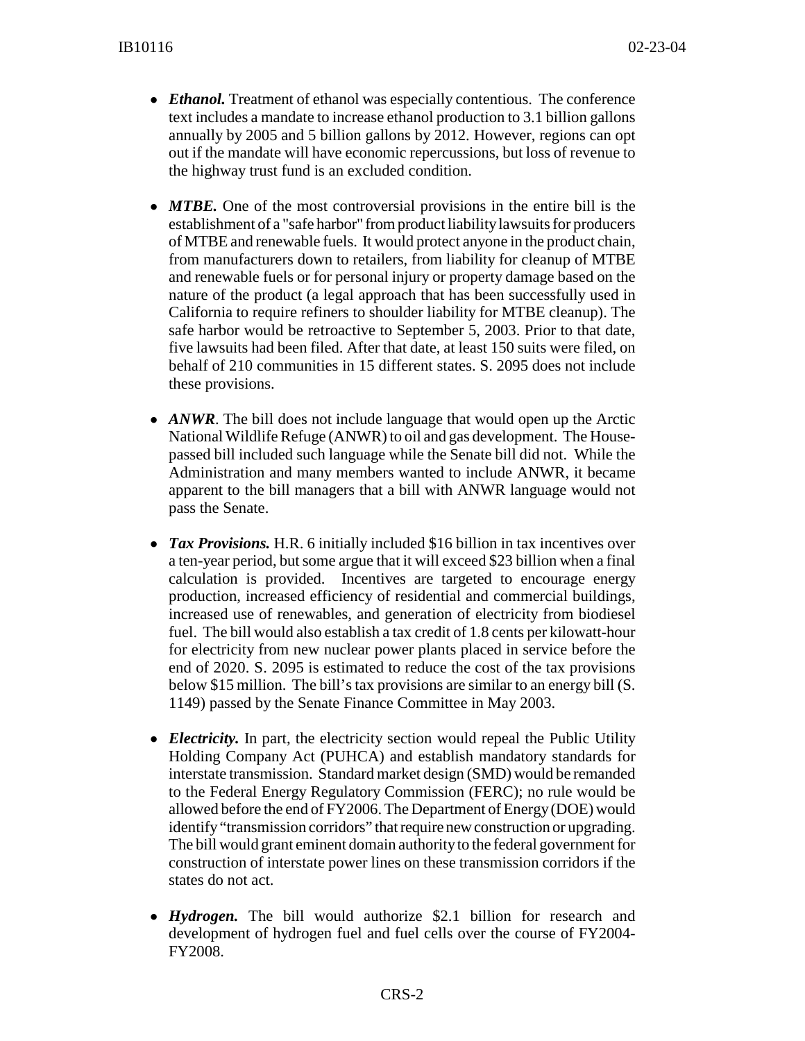- ***Ethanol.*** Treatment of ethanol was especially contentious. The conference text includes a mandate to increase ethanol production to 3.1 billion gallons annually by 2005 and 5 billion gallons by 2012. However, regions can opt out if the mandate will have economic repercussions, but loss of revenue to the highway trust fund is an excluded condition.

- ***MTBE.*** One of the most controversial provisions in the entire bill is the establishment of a "safe harbor" from product liability lawsuits for producers of MTBE and renewable fuels. It would protect anyone in the product chain, from manufacturers down to retailers, from liability for cleanup of MTBE and renewable fuels or for personal injury or property damage based on the nature of the product (a legal approach that has been successfully used in California to require refiners to shoulder liability for MTBE cleanup). The safe harbor would be retroactive to September 5, 2003. Prior to that date, five lawsuits had been filed. After that date, at least 150 suits were filed, on behalf of 210 communities in 15 different states. S. 2095 does not include these provisions.

- ***ANWR***. The bill does not include language that would open up the Arctic National Wildlife Refuge (ANWR) to oil and gas development. The House-passed bill included such language while the Senate bill did not. While the Administration and many members wanted to include ANWR, it became apparent to the bill managers that a bill with ANWR language would not pass the Senate.

- ***Tax Provisions.*** H.R. 6 initially included $16 billion in tax incentives over a ten-year period, but some argue that it will exceed $23 billion when a final calculation is provided. Incentives are targeted to encourage energy production, increased efficiency of residential and commercial buildings, increased use of renewables, and generation of electricity from biodiesel fuel. The bill would also establish a tax credit of 1.8 cents per kilowatt-hour for electricity from new nuclear power plants placed in service before the end of 2020. S. 2095 is estimated to reduce the cost of the tax provisions below $15 million. The bill's tax provisions are similar to an energy bill (S. 1149) passed by the Senate Finance Committee in May 2003.

- ***Electricity.*** In part, the electricity section would repeal the Public Utility Holding Company Act (PUHCA) and establish mandatory standards for interstate transmission. Standard market design (SMD) would be remanded to the Federal Energy Regulatory Commission (FERC); no rule would be allowed before the end of FY2006. The Department of Energy (DOE) would identify "transmission corridors" that require new construction or upgrading. The bill would grant eminent domain authority to the federal government for construction of interstate power lines on these transmission corridors if the states do not act.

- ***Hydrogen.*** The bill would authorize $2.1 billion for research and development of hydrogen fuel and fuel cells over the course of FY2004-FY2008.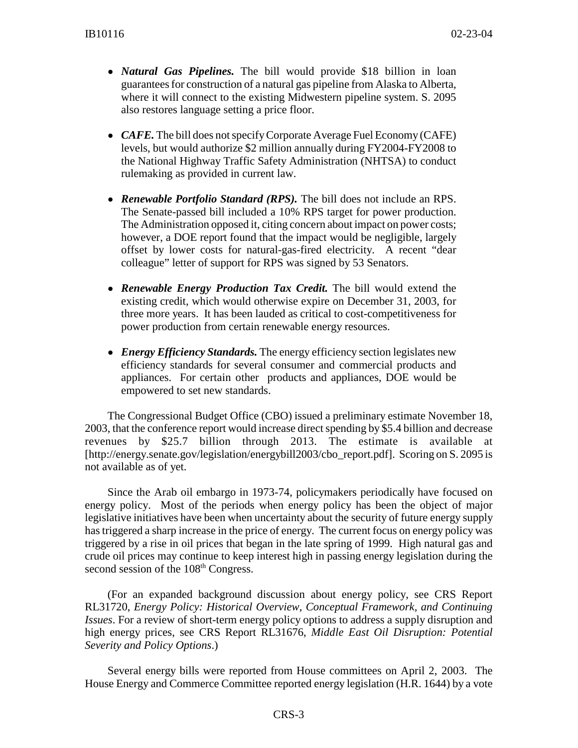- ***Natural Gas Pipelines.*** The bill would provide $18 billion in loan guarantees for construction of a natural gas pipeline from Alaska to Alberta, where it will connect to the existing Midwestern pipeline system. S. 2095 also restores language setting a price floor.

- ***CAFE.*** The bill does not specify Corporate Average Fuel Economy (CAFE) levels, but would authorize $2 million annually during FY2004-FY2008 to the National Highway Traffic Safety Administration (NHTSA) to conduct rulemaking as provided in current law.

- ***Renewable Portfolio Standard (RPS).*** The bill does not include an RPS. The Senate-passed bill included a 10% RPS target for power production. The Administration opposed it, citing concern about impact on power costs; however, a DOE report found that the impact would be negligible, largely offset by lower costs for natural-gas-fired electricity. A recent "dear colleague" letter of support for RPS was signed by 53 Senators.

- ***Renewable Energy Production Tax Credit.*** The bill would extend the existing credit, which would otherwise expire on December 31, 2003, for three more years. It has been lauded as critical to cost-competitiveness for power production from certain renewable energy resources.

- ***Energy Efficiency Standards.*** The energy efficiency section legislates new efficiency standards for several consumer and commercial products and appliances. For certain other products and appliances, DOE would be empowered to set new standards.

The Congressional Budget Office (CBO) issued a preliminary estimate November 18, 2003, that the conference report would increase direct spending by $5.4 billion and decrease revenues by $25.7 billion through 2013. The estimate is available at [http://energy.senate.gov/legislation/energybill2003/cbo_report.pdf]. Scoring on S. 2095 is not available as of yet.

Since the Arab oil embargo in 1973-74, policymakers periodically have focused on energy policy. Most of the periods when energy policy has been the object of major legislative initiatives have been when uncertainty about the security of future energy supply has triggered a sharp increase in the price of energy. The current focus on energy policy was triggered by a rise in oil prices that began in the late spring of 1999. High natural gas and crude oil prices may continue to keep interest high in passing energy legislation during the second session of the 108th Congress.

(For an expanded background discussion about energy policy, see CRS Report RL31720, *Energy Policy: Historical Overview, Conceptual Framework, and Continuing Issues*. For a review of short-term energy policy options to address a supply disruption and high energy prices, see CRS Report RL31676, *Middle East Oil Disruption: Potential Severity and Policy Options*.)

Several energy bills were reported from House committees on April 2, 2003. The House Energy and Commerce Committee reported energy legislation (H.R. 1644) by a vote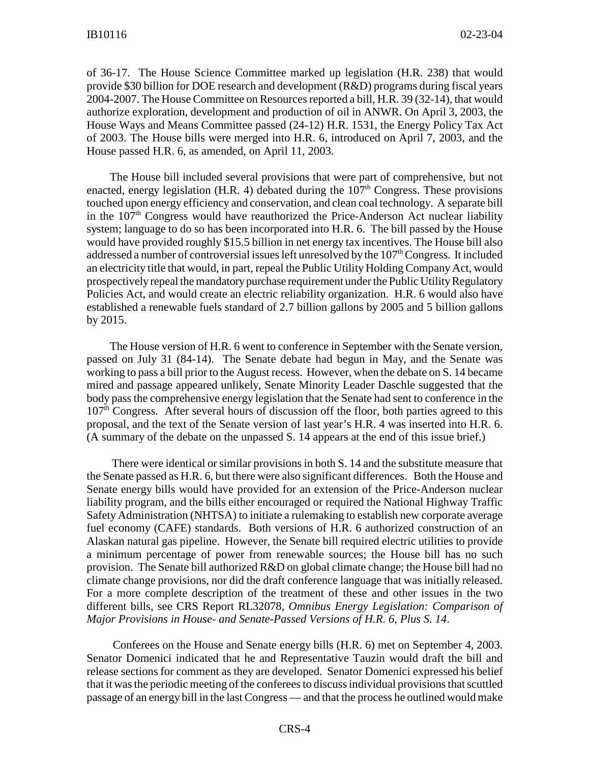of 36-17. The House Science Committee marked up legislation (H.R. 238) that would provide $30 billion for DOE research and development (R&D) programs during fiscal years 2004-2007. The House Committee on Resources reported a bill, H.R. 39 (32-14), that would authorize exploration, development and production of oil in ANWR. On April 3, 2003, the House Ways and Means Committee passed (24-12) H.R. 1531, the Energy Policy Tax Act of 2003. The House bills were merged into H.R. 6, introduced on April 7, 2003, and the House passed H.R. 6, as amended, on April 11, 2003.

The House bill included several provisions that were part of comprehensive, but not enacted, energy legislation (H.R. 4) debated during the 107th Congress. These provisions touched upon energy efficiency and conservation, and clean coal technology. A separate bill in the 107th Congress would have reauthorized the Price-Anderson Act nuclear liability system; language to do so has been incorporated into H.R. 6. The bill passed by the House would have provided roughly $15.5 billion in net energy tax incentives. The House bill also addressed a number of controversial issues left unresolved by the 107th Congress. It included an electricity title that would, in part, repeal the Public Utility Holding Company Act, would prospectively repeal the mandatory purchase requirement under the Public Utility Regulatory Policies Act, and would create an electric reliability organization. H.R. 6 would also have established a renewable fuels standard of 2.7 billion gallons by 2005 and 5 billion gallons by 2015.

The House version of H.R. 6 went to conference in September with the Senate version, passed on July 31 (84-14). The Senate debate had begun in May, and the Senate was working to pass a bill prior to the August recess. However, when the debate on S. 14 became mired and passage appeared unlikely, Senate Minority Leader Daschle suggested that the body pass the comprehensive energy legislation that the Senate had sent to conference in the 107th Congress. After several hours of discussion off the floor, both parties agreed to this proposal, and the text of the Senate version of last year's H.R. 4 was inserted into H.R. 6. (A summary of the debate on the unpassed S. 14 appears at the end of this issue brief.)

There were identical or similar provisions in both S. 14 and the substitute measure that the Senate passed as H.R. 6, but there were also significant differences. Both the House and Senate energy bills would have provided for an extension of the Price-Anderson nuclear liability program, and the bills either encouraged or required the National Highway Traffic Safety Administration (NHTSA) to initiate a rulemaking to establish new corporate average fuel economy (CAFE) standards. Both versions of H.R. 6 authorized construction of an Alaskan natural gas pipeline. However, the Senate bill required electric utilities to provide a minimum percentage of power from renewable sources; the House bill has no such provision. The Senate bill authorized R&D on global climate change; the House bill had no climate change provisions, nor did the draft conference language that was initially released. For a more complete description of the treatment of these and other issues in the two different bills, see CRS Report RL32078, *Omnibus Energy Legislation: Comparison of Major Provisions in House- and Senate-Passed Versions of H.R. 6, Plus S. 14*.

Conferees on the House and Senate energy bills (H.R. 6) met on September 4, 2003. Senator Domenici indicated that he and Representative Tauzin would draft the bill and release sections for comment as they are developed. Senator Domenici expressed his belief that it was the periodic meeting of the conferees to discuss individual provisions that scuttled passage of an energy bill in the last Congress — and that the process he outlined would make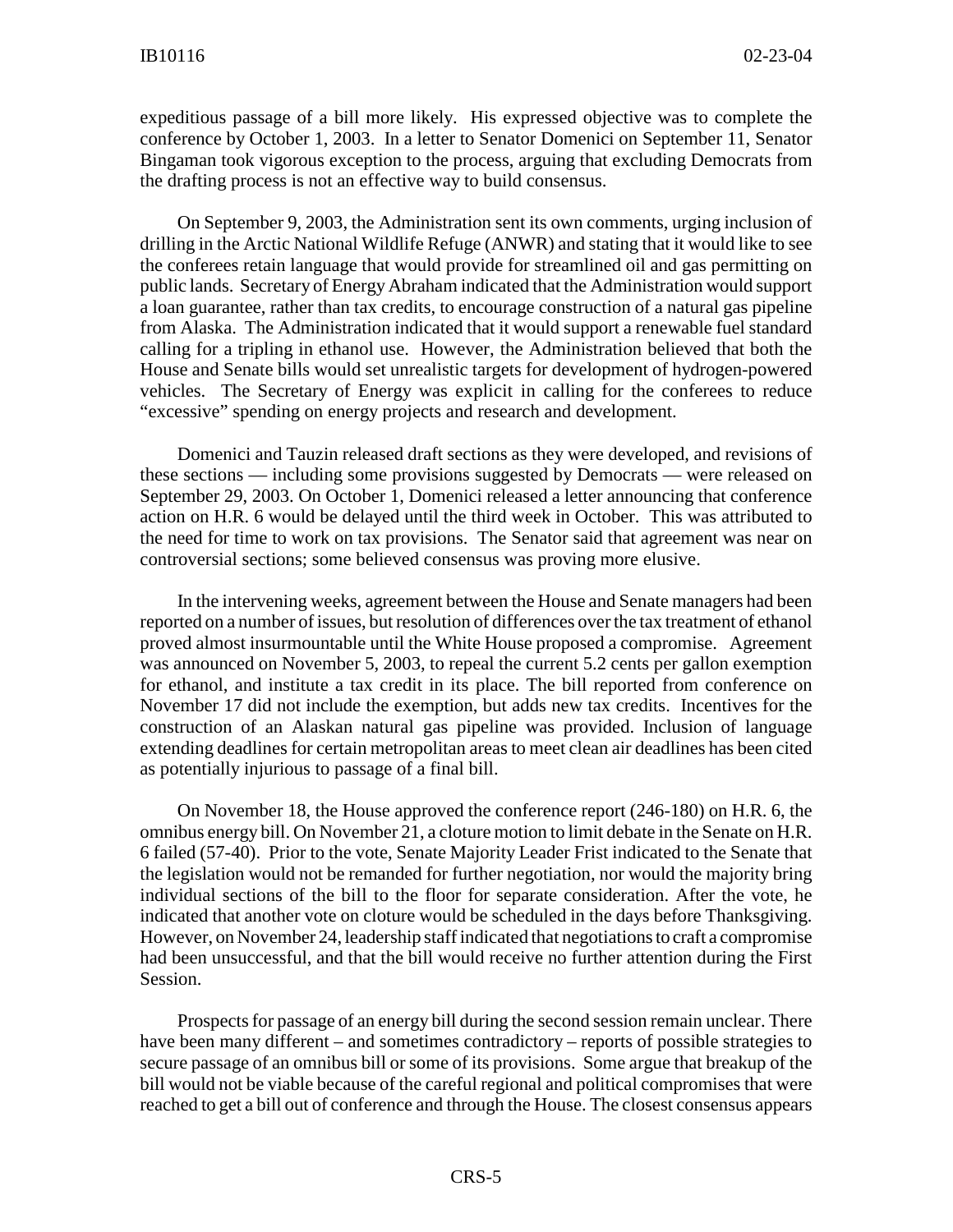expeditious passage of a bill more likely. His expressed objective was to complete the conference by October 1, 2003. In a letter to Senator Domenici on September 11, Senator Bingaman took vigorous exception to the process, arguing that excluding Democrats from the drafting process is not an effective way to build consensus.

On September 9, 2003, the Administration sent its own comments, urging inclusion of drilling in the Arctic National Wildlife Refuge (ANWR) and stating that it would like to see the conferees retain language that would provide for streamlined oil and gas permitting on public lands. Secretary of Energy Abraham indicated that the Administration would support a loan guarantee, rather than tax credits, to encourage construction of a natural gas pipeline from Alaska. The Administration indicated that it would support a renewable fuel standard calling for a tripling in ethanol use. However, the Administration believed that both the House and Senate bills would set unrealistic targets for development of hydrogen-powered vehicles. The Secretary of Energy was explicit in calling for the conferees to reduce "excessive" spending on energy projects and research and development.

Domenici and Tauzin released draft sections as they were developed, and revisions of these sections — including some provisions suggested by Democrats — were released on September 29, 2003. On October 1, Domenici released a letter announcing that conference action on H.R. 6 would be delayed until the third week in October. This was attributed to the need for time to work on tax provisions. The Senator said that agreement was near on controversial sections; some believed consensus was proving more elusive.

In the intervening weeks, agreement between the House and Senate managers had been reported on a number of issues, but resolution of differences over the tax treatment of ethanol proved almost insurmountable until the White House proposed a compromise. Agreement was announced on November 5, 2003, to repeal the current 5.2 cents per gallon exemption for ethanol, and institute a tax credit in its place. The bill reported from conference on November 17 did not include the exemption, but adds new tax credits. Incentives for the construction of an Alaskan natural gas pipeline was provided. Inclusion of language extending deadlines for certain metropolitan areas to meet clean air deadlines has been cited as potentially injurious to passage of a final bill.

On November 18, the House approved the conference report (246-180) on H.R. 6, the omnibus energy bill. On November 21, a cloture motion to limit debate in the Senate on H.R. 6 failed (57-40). Prior to the vote, Senate Majority Leader Frist indicated to the Senate that the legislation would not be remanded for further negotiation, nor would the majority bring individual sections of the bill to the floor for separate consideration. After the vote, he indicated that another vote on cloture would be scheduled in the days before Thanksgiving. However, on November 24, leadership staff indicated that negotiations to craft a compromise had been unsuccessful, and that the bill would receive no further attention during the First Session.

Prospects for passage of an energy bill during the second session remain unclear. There have been many different – and sometimes contradictory – reports of possible strategies to secure passage of an omnibus bill or some of its provisions. Some argue that breakup of the bill would not be viable because of the careful regional and political compromises that were reached to get a bill out of conference and through the House. The closest consensus appears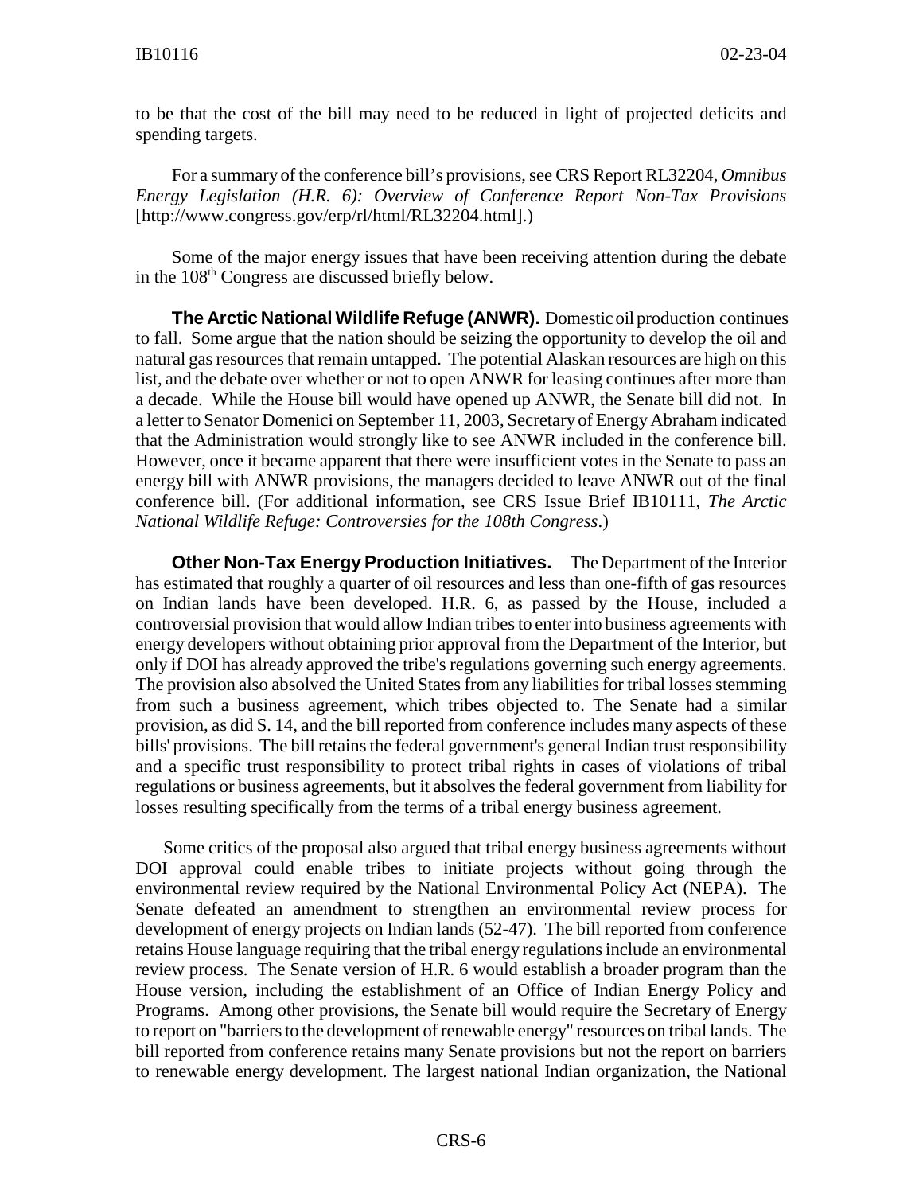to be that the cost of the bill may need to be reduced in light of projected deficits and spending targets.

For a summary of the conference bill's provisions, see CRS Report RL32204, *Omnibus Energy Legislation (H.R. 6): Overview of Conference Report Non-Tax Provisions* [http://www.congress.gov/erp/rl/html/RL32204.html].)

Some of the major energy issues that have been receiving attention during the debate in the 108th Congress are discussed briefly below.

**The Arctic National Wildlife Refuge (ANWR).** Domestic oil production continues to fall. Some argue that the nation should be seizing the opportunity to develop the oil and natural gas resources that remain untapped. The potential Alaskan resources are high on this list, and the debate over whether or not to open ANWR for leasing continues after more than a decade. While the House bill would have opened up ANWR, the Senate bill did not. In a letter to Senator Domenici on September 11, 2003, Secretary of Energy Abraham indicated that the Administration would strongly like to see ANWR included in the conference bill. However, once it became apparent that there were insufficient votes in the Senate to pass an energy bill with ANWR provisions, the managers decided to leave ANWR out of the final conference bill. (For additional information, see CRS Issue Brief IB10111, *The Arctic National Wildlife Refuge: Controversies for the 108th Congress*.)

**Other Non-Tax Energy Production Initiatives.** The Department of the Interior has estimated that roughly a quarter of oil resources and less than one-fifth of gas resources on Indian lands have been developed. H.R. 6, as passed by the House, included a controversial provision that would allow Indian tribes to enter into business agreements with energy developers without obtaining prior approval from the Department of the Interior, but only if DOI has already approved the tribe's regulations governing such energy agreements. The provision also absolved the United States from any liabilities for tribal losses stemming from such a business agreement, which tribes objected to. The Senate had a similar provision, as did S. 14, and the bill reported from conference includes many aspects of these bills' provisions. The bill retains the federal government's general Indian trust responsibility and a specific trust responsibility to protect tribal rights in cases of violations of tribal regulations or business agreements, but it absolves the federal government from liability for losses resulting specifically from the terms of a tribal energy business agreement.

Some critics of the proposal also argued that tribal energy business agreements without DOI approval could enable tribes to initiate projects without going through the environmental review required by the National Environmental Policy Act (NEPA). The Senate defeated an amendment to strengthen an environmental review process for development of energy projects on Indian lands (52-47). The bill reported from conference retains House language requiring that the tribal energy regulations include an environmental review process. The Senate version of H.R. 6 would establish a broader program than the House version, including the establishment of an Office of Indian Energy Policy and Programs. Among other provisions, the Senate bill would require the Secretary of Energy to report on "barriers to the development of renewable energy" resources on tribal lands. The bill reported from conference retains many Senate provisions but not the report on barriers to renewable energy development. The largest national Indian organization, the National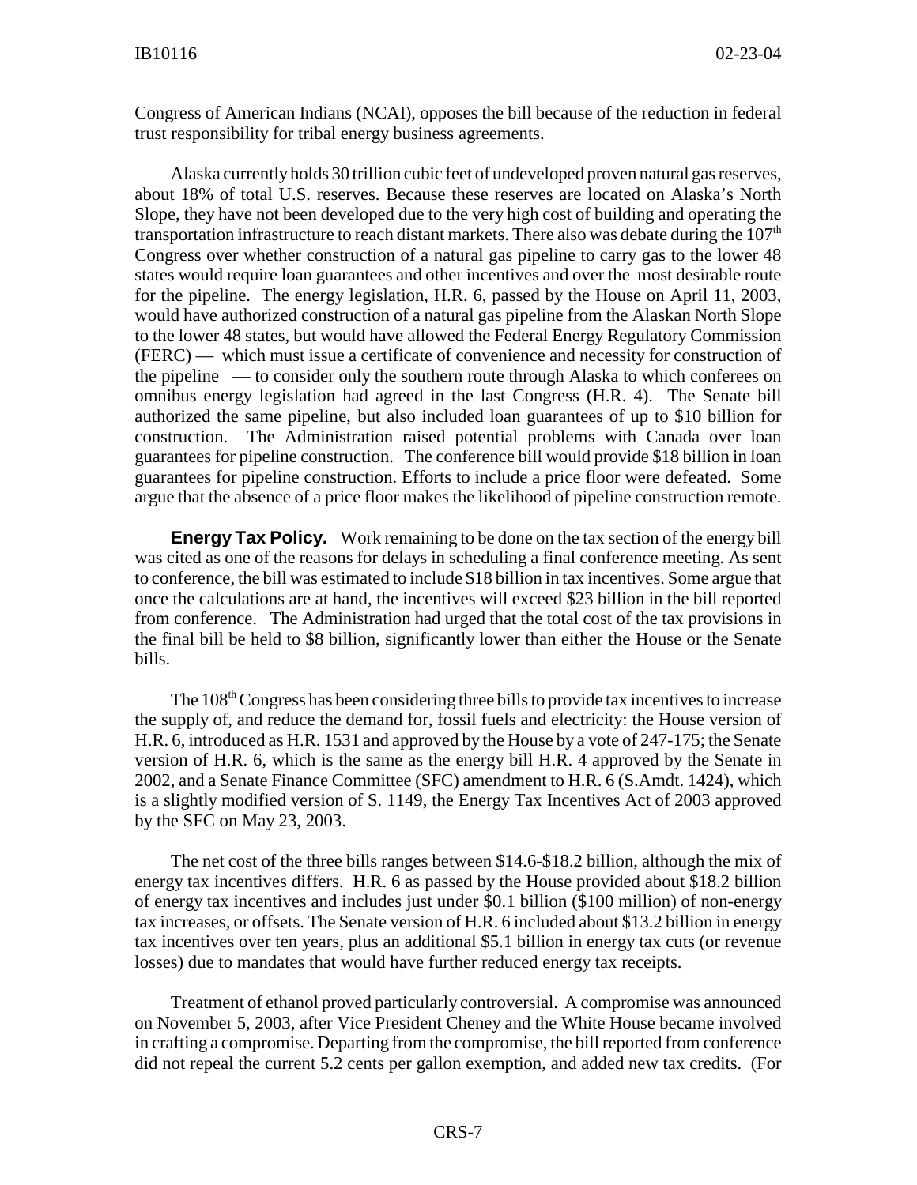Congress of American Indians (NCAI), opposes the bill because of the reduction in federal trust responsibility for tribal energy business agreements.

Alaska currently holds 30 trillion cubic feet of undeveloped proven natural gas reserves, about 18% of total U.S. reserves. Because these reserves are located on Alaska's North Slope, they have not been developed due to the very high cost of building and operating the transportation infrastructure to reach distant markets. There also was debate during the 107th Congress over whether construction of a natural gas pipeline to carry gas to the lower 48 states would require loan guarantees and other incentives and over the most desirable route for the pipeline. The energy legislation, H.R. 6, passed by the House on April 11, 2003, would have authorized construction of a natural gas pipeline from the Alaskan North Slope to the lower 48 states, but would have allowed the Federal Energy Regulatory Commission (FERC) — which must issue a certificate of convenience and necessity for construction of the pipeline — to consider only the southern route through Alaska to which conferees on omnibus energy legislation had agreed in the last Congress (H.R. 4). The Senate bill authorized the same pipeline, but also included loan guarantees of up to $10 billion for construction. The Administration raised potential problems with Canada over loan guarantees for pipeline construction. The conference bill would provide $18 billion in loan guarantees for pipeline construction. Efforts to include a price floor were defeated. Some argue that the absence of a price floor makes the likelihood of pipeline construction remote.

**Energy Tax Policy.** Work remaining to be done on the tax section of the energy bill was cited as one of the reasons for delays in scheduling a final conference meeting. As sent to conference, the bill was estimated to include $18 billion in tax incentives. Some argue that once the calculations are at hand, the incentives will exceed $23 billion in the bill reported from conference. The Administration had urged that the total cost of the tax provisions in the final bill be held to $8 billion, significantly lower than either the House or the Senate bills.

The 108th Congress has been considering three bills to provide tax incentives to increase the supply of, and reduce the demand for, fossil fuels and electricity: the House version of H.R. 6, introduced as H.R. 1531 and approved by the House by a vote of 247-175; the Senate version of H.R. 6, which is the same as the energy bill H.R. 4 approved by the Senate in 2002, and a Senate Finance Committee (SFC) amendment to H.R. 6 (S.Amdt. 1424), which is a slightly modified version of S. 1149, the Energy Tax Incentives Act of 2003 approved by the SFC on May 23, 2003.

The net cost of the three bills ranges between $14.6-$18.2 billion, although the mix of energy tax incentives differs. H.R. 6 as passed by the House provided about $18.2 billion of energy tax incentives and includes just under $0.1 billion ($100 million) of non-energy tax increases, or offsets. The Senate version of H.R. 6 included about $13.2 billion in energy tax incentives over ten years, plus an additional $5.1 billion in energy tax cuts (or revenue losses) due to mandates that would have further reduced energy tax receipts.

Treatment of ethanol proved particularly controversial. A compromise was announced on November 5, 2003, after Vice President Cheney and the White House became involved in crafting a compromise. Departing from the compromise, the bill reported from conference did not repeal the current 5.2 cents per gallon exemption, and added new tax credits. (For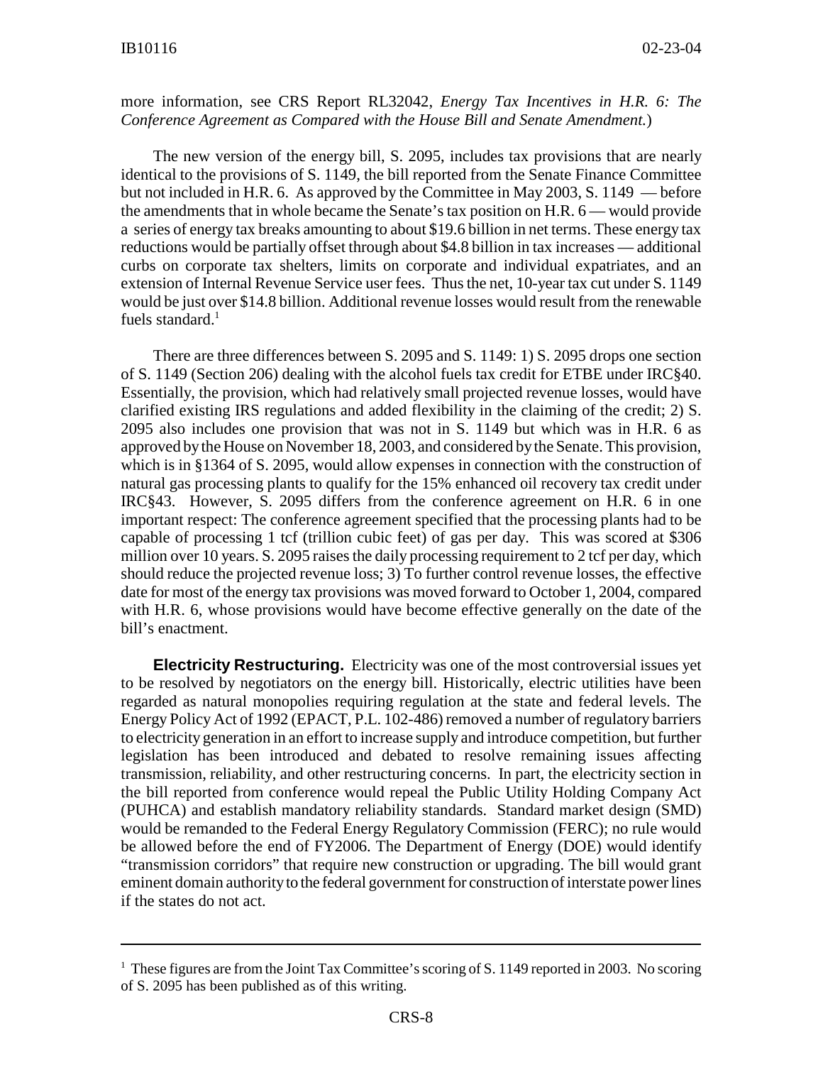more information, see CRS Report RL32042, *Energy Tax Incentives in H.R. 6: The Conference Agreement as Compared with the House Bill and Senate Amendment.*)

The new version of the energy bill, S. 2095, includes tax provisions that are nearly identical to the provisions of S. 1149, the bill reported from the Senate Finance Committee but not included in H.R. 6. As approved by the Committee in May 2003, S. 1149 — before the amendments that in whole became the Senate's tax position on H.R. 6 — would provide a series of energy tax breaks amounting to about $19.6 billion in net terms. These energy tax reductions would be partially offset through about $4.8 billion in tax increases — additional curbs on corporate tax shelters, limits on corporate and individual expatriates, and an extension of Internal Revenue Service user fees. Thus the net, 10-year tax cut under S. 1149 would be just over $14.8 billion. Additional revenue losses would result from the renewable fuels standard.[1]

There are three differences between S. 2095 and S. 1149: 1) S. 2095 drops one section of S. 1149 (Section 206) dealing with the alcohol fuels tax credit for ETBE under IRC§40. Essentially, the provision, which had relatively small projected revenue losses, would have clarified existing IRS regulations and added flexibility in the claiming of the credit; 2) S. 2095 also includes one provision that was not in S. 1149 but which was in H.R. 6 as approved by the House on November 18, 2003, and considered by the Senate. This provision, which is in §1364 of S. 2095, would allow expenses in connection with the construction of natural gas processing plants to qualify for the 15% enhanced oil recovery tax credit under IRC§43. However, S. 2095 differs from the conference agreement on H.R. 6 in one important respect: The conference agreement specified that the processing plants had to be capable of processing 1 tcf (trillion cubic feet) of gas per day. This was scored at $306 million over 10 years. S. 2095 raises the daily processing requirement to 2 tcf per day, which should reduce the projected revenue loss; 3) To further control revenue losses, the effective date for most of the energy tax provisions was moved forward to October 1, 2004, compared with H.R. 6, whose provisions would have become effective generally on the date of the bill's enactment.

**Electricity Restructuring.** Electricity was one of the most controversial issues yet to be resolved by negotiators on the energy bill. Historically, electric utilities have been regarded as natural monopolies requiring regulation at the state and federal levels. The Energy Policy Act of 1992 (EPACT, P.L. 102-486) removed a number of regulatory barriers to electricity generation in an effort to increase supply and introduce competition, but further legislation has been introduced and debated to resolve remaining issues affecting transmission, reliability, and other restructuring concerns. In part, the electricity section in the bill reported from conference would repeal the Public Utility Holding Company Act (PUHCA) and establish mandatory reliability standards. Standard market design (SMD) would be remanded to the Federal Energy Regulatory Commission (FERC); no rule would be allowed before the end of FY2006. The Department of Energy (DOE) would identify "transmission corridors" that require new construction or upgrading. The bill would grant eminent domain authority to the federal government for construction of interstate power lines if the states do not act.

---

[1] These figures are from the Joint Tax Committee's scoring of S. 1149 reported in 2003. No scoring of S. 2095 has been published as of this writing.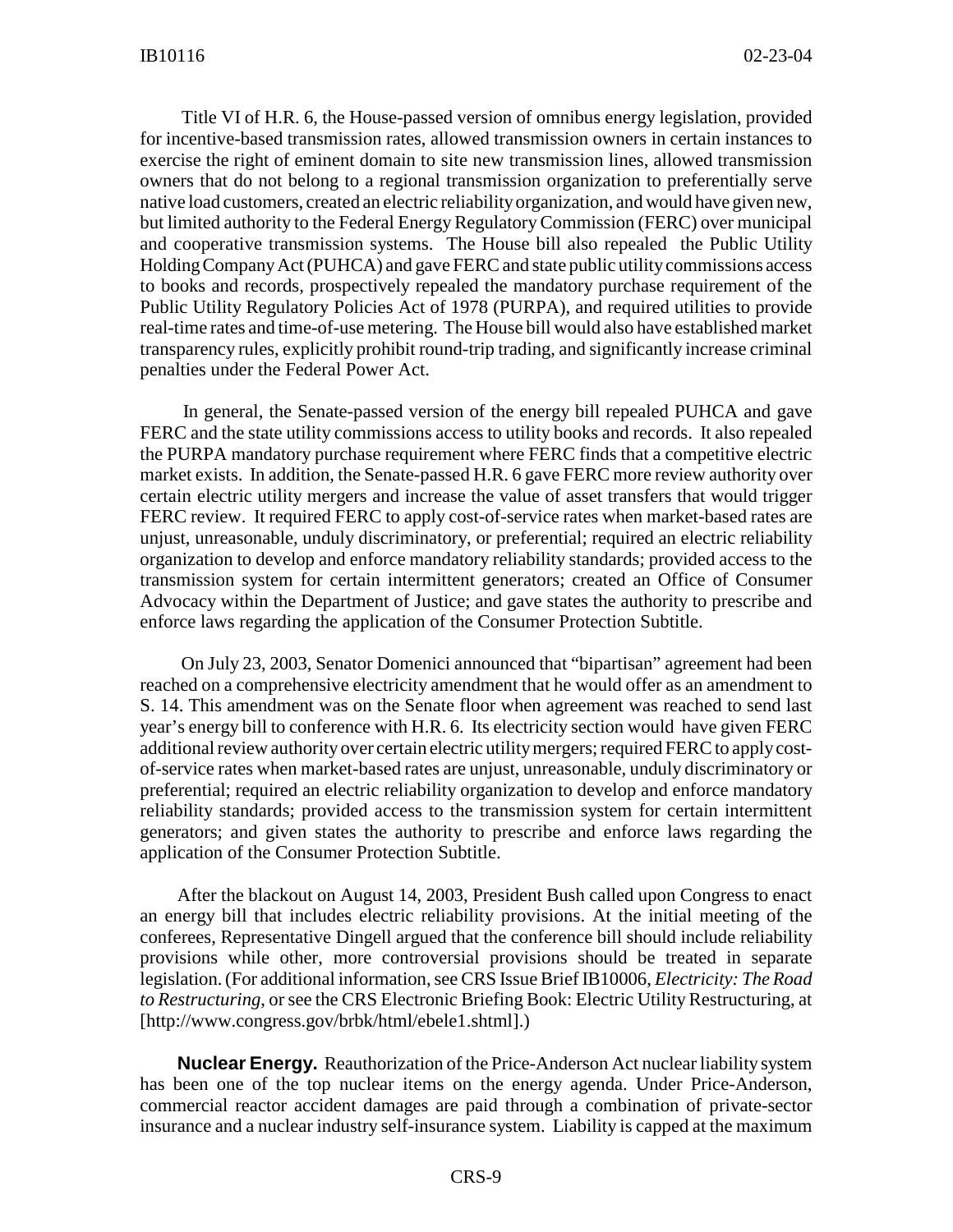Title VI of H.R. 6, the House-passed version of omnibus energy legislation, provided for incentive-based transmission rates, allowed transmission owners in certain instances to exercise the right of eminent domain to site new transmission lines, allowed transmission owners that do not belong to a regional transmission organization to preferentially serve native load customers, created an electric reliability organization, and would have given new, but limited authority to the Federal Energy Regulatory Commission (FERC) over municipal and cooperative transmission systems. The House bill also repealed the Public Utility Holding Company Act (PUHCA) and gave FERC and state public utility commissions access to books and records, prospectively repealed the mandatory purchase requirement of the Public Utility Regulatory Policies Act of 1978 (PURPA), and required utilities to provide real-time rates and time-of-use metering. The House bill would also have established market transparency rules, explicitly prohibit round-trip trading, and significantly increase criminal penalties under the Federal Power Act.

In general, the Senate-passed version of the energy bill repealed PUHCA and gave FERC and the state utility commissions access to utility books and records. It also repealed the PURPA mandatory purchase requirement where FERC finds that a competitive electric market exists. In addition, the Senate-passed H.R. 6 gave FERC more review authority over certain electric utility mergers and increase the value of asset transfers that would trigger FERC review. It required FERC to apply cost-of-service rates when market-based rates are unjust, unreasonable, unduly discriminatory, or preferential; required an electric reliability organization to develop and enforce mandatory reliability standards; provided access to the transmission system for certain intermittent generators; created an Office of Consumer Advocacy within the Department of Justice; and gave states the authority to prescribe and enforce laws regarding the application of the Consumer Protection Subtitle.

On July 23, 2003, Senator Domenici announced that "bipartisan" agreement had been reached on a comprehensive electricity amendment that he would offer as an amendment to S. 14. This amendment was on the Senate floor when agreement was reached to send last year's energy bill to conference with H.R. 6. Its electricity section would have given FERC additional review authority over certain electric utility mergers; required FERC to apply cost-of-service rates when market-based rates are unjust, unreasonable, unduly discriminatory or preferential; required an electric reliability organization to develop and enforce mandatory reliability standards; provided access to the transmission system for certain intermittent generators; and given states the authority to prescribe and enforce laws regarding the application of the Consumer Protection Subtitle.

After the blackout on August 14, 2003, President Bush called upon Congress to enact an energy bill that includes electric reliability provisions. At the initial meeting of the conferees, Representative Dingell argued that the conference bill should include reliability provisions while other, more controversial provisions should be treated in separate legislation. (For additional information, see CRS Issue Brief IB10006, *Electricity: The Road to Restructuring*, or see the CRS Electronic Briefing Book: Electric Utility Restructuring, at [http://www.congress.gov/brbk/html/ebele1.shtml].)

**Nuclear Energy.** Reauthorization of the Price-Anderson Act nuclear liability system has been one of the top nuclear items on the energy agenda. Under Price-Anderson, commercial reactor accident damages are paid through a combination of private-sector insurance and a nuclear industry self-insurance system. Liability is capped at the maximum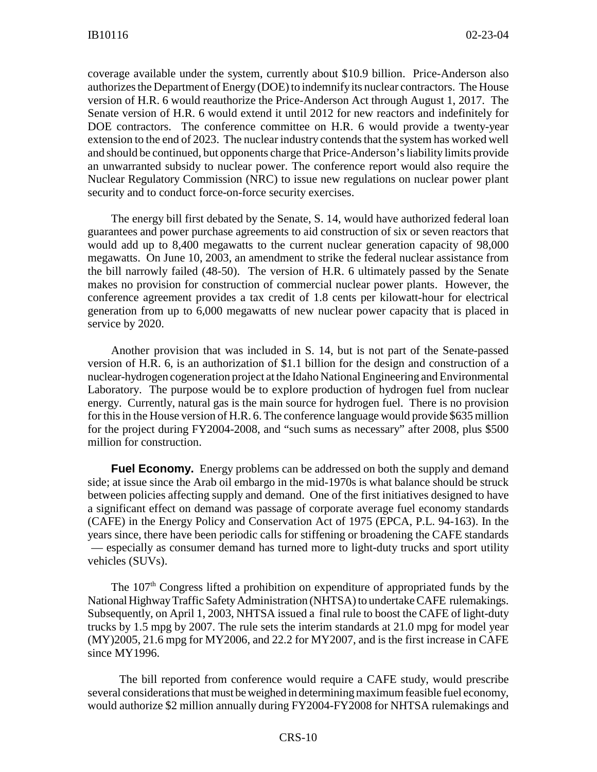coverage available under the system, currently about $10.9 billion. Price-Anderson also authorizes the Department of Energy (DOE) to indemnify its nuclear contractors. The House version of H.R. 6 would reauthorize the Price-Anderson Act through August 1, 2017. The Senate version of H.R. 6 would extend it until 2012 for new reactors and indefinitely for DOE contractors. The conference committee on H.R. 6 would provide a twenty-year extension to the end of 2023. The nuclear industry contends that the system has worked well and should be continued, but opponents charge that Price-Anderson's liability limits provide an unwarranted subsidy to nuclear power. The conference report would also require the Nuclear Regulatory Commission (NRC) to issue new regulations on nuclear power plant security and to conduct force-on-force security exercises.

The energy bill first debated by the Senate, S. 14, would have authorized federal loan guarantees and power purchase agreements to aid construction of six or seven reactors that would add up to 8,400 megawatts to the current nuclear generation capacity of 98,000 megawatts. On June 10, 2003, an amendment to strike the federal nuclear assistance from the bill narrowly failed (48-50). The version of H.R. 6 ultimately passed by the Senate makes no provision for construction of commercial nuclear power plants. However, the conference agreement provides a tax credit of 1.8 cents per kilowatt-hour for electrical generation from up to 6,000 megawatts of new nuclear power capacity that is placed in service by 2020.

Another provision that was included in S. 14, but is not part of the Senate-passed version of H.R. 6, is an authorization of $1.1 billion for the design and construction of a nuclear-hydrogen cogeneration project at the Idaho National Engineering and Environmental Laboratory. The purpose would be to explore production of hydrogen fuel from nuclear energy. Currently, natural gas is the main source for hydrogen fuel. There is no provision for this in the House version of H.R. 6. The conference language would provide $635 million for the project during FY2004-2008, and "such sums as necessary" after 2008, plus $500 million for construction.

**Fuel Economy.** Energy problems can be addressed on both the supply and demand side; at issue since the Arab oil embargo in the mid-1970s is what balance should be struck between policies affecting supply and demand. One of the first initiatives designed to have a significant effect on demand was passage of corporate average fuel economy standards (CAFE) in the Energy Policy and Conservation Act of 1975 (EPCA, P.L. 94-163). In the years since, there have been periodic calls for stiffening or broadening the CAFE standards — especially as consumer demand has turned more to light-duty trucks and sport utility vehicles (SUVs).

The 107th Congress lifted a prohibition on expenditure of appropriated funds by the National Highway Traffic Safety Administration (NHTSA) to undertake CAFE rulemakings. Subsequently, on April 1, 2003, NHTSA issued a final rule to boost the CAFE of light-duty trucks by 1.5 mpg by 2007. The rule sets the interim standards at 21.0 mpg for model year (MY)2005, 21.6 mpg for MY2006, and 22.2 for MY2007, and is the first increase in CAFE since MY1996.

The bill reported from conference would require a CAFE study, would prescribe several considerations that must be weighed in determining maximum feasible fuel economy, would authorize $2 million annually during FY2004-FY2008 for NHTSA rulemakings and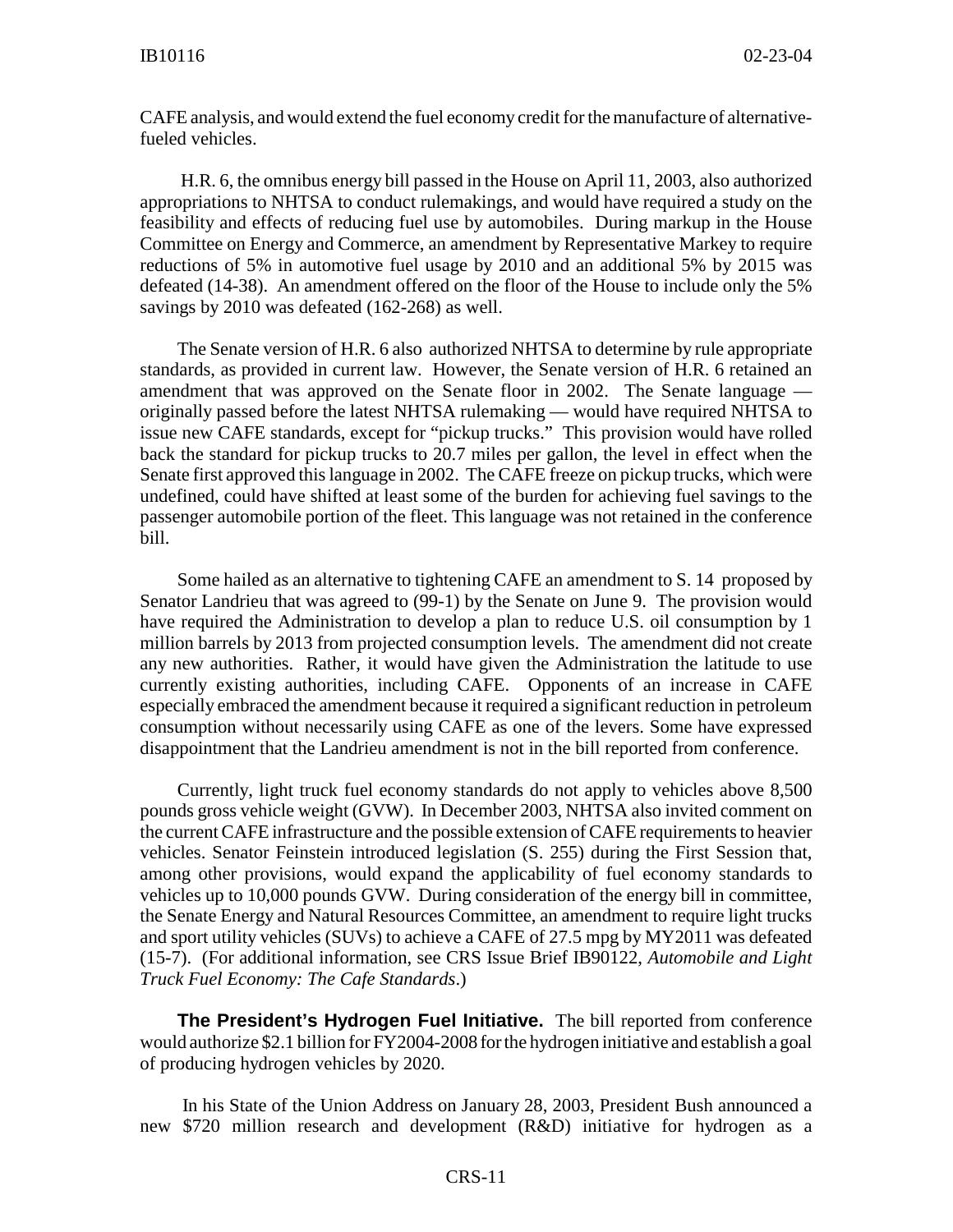CAFE analysis, and would extend the fuel economy credit for the manufacture of alternative-fueled vehicles.

H.R. 6, the omnibus energy bill passed in the House on April 11, 2003, also authorized appropriations to NHTSA to conduct rulemakings, and would have required a study on the feasibility and effects of reducing fuel use by automobiles. During markup in the House Committee on Energy and Commerce, an amendment by Representative Markey to require reductions of 5% in automotive fuel usage by 2010 and an additional 5% by 2015 was defeated (14-38). An amendment offered on the floor of the House to include only the 5% savings by 2010 was defeated (162-268) as well.

The Senate version of H.R. 6 also authorized NHTSA to determine by rule appropriate standards, as provided in current law. However, the Senate version of H.R. 6 retained an amendment that was approved on the Senate floor in 2002. The Senate language — originally passed before the latest NHTSA rulemaking — would have required NHTSA to issue new CAFE standards, except for "pickup trucks." This provision would have rolled back the standard for pickup trucks to 20.7 miles per gallon, the level in effect when the Senate first approved this language in 2002. The CAFE freeze on pickup trucks, which were undefined, could have shifted at least some of the burden for achieving fuel savings to the passenger automobile portion of the fleet. This language was not retained in the conference bill.

Some hailed as an alternative to tightening CAFE an amendment to S. 14 proposed by Senator Landrieu that was agreed to (99-1) by the Senate on June 9. The provision would have required the Administration to develop a plan to reduce U.S. oil consumption by 1 million barrels by 2013 from projected consumption levels. The amendment did not create any new authorities. Rather, it would have given the Administration the latitude to use currently existing authorities, including CAFE. Opponents of an increase in CAFE especially embraced the amendment because it required a significant reduction in petroleum consumption without necessarily using CAFE as one of the levers. Some have expressed disappointment that the Landrieu amendment is not in the bill reported from conference.

Currently, light truck fuel economy standards do not apply to vehicles above 8,500 pounds gross vehicle weight (GVW). In December 2003, NHTSA also invited comment on the current CAFE infrastructure and the possible extension of CAFE requirements to heavier vehicles. Senator Feinstein introduced legislation (S. 255) during the First Session that, among other provisions, would expand the applicability of fuel economy standards to vehicles up to 10,000 pounds GVW. During consideration of the energy bill in committee, the Senate Energy and Natural Resources Committee, an amendment to require light trucks and sport utility vehicles (SUVs) to achieve a CAFE of 27.5 mpg by MY2011 was defeated (15-7). (For additional information, see CRS Issue Brief IB90122, *Automobile and Light Truck Fuel Economy: The Cafe Standards*.)

**The President's Hydrogen Fuel Initiative.** The bill reported from conference would authorize $2.1 billion for FY2004-2008 for the hydrogen initiative and establish a goal of producing hydrogen vehicles by 2020.

In his State of the Union Address on January 28, 2003, President Bush announced a new $720 million research and development (R&D) initiative for hydrogen as a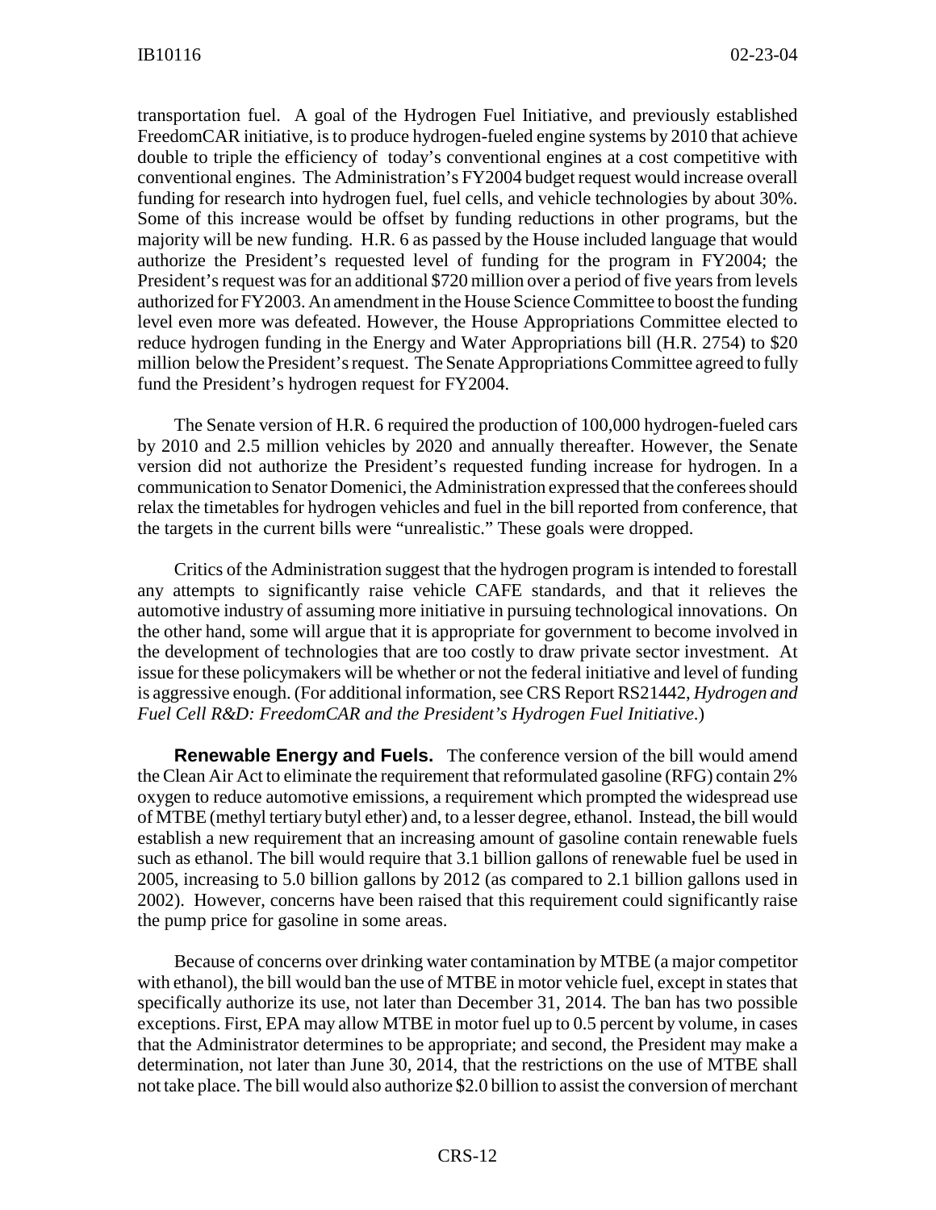transportation fuel. A goal of the Hydrogen Fuel Initiative, and previously established FreedomCAR initiative, is to produce hydrogen-fueled engine systems by 2010 that achieve double to triple the efficiency of today's conventional engines at a cost competitive with conventional engines. The Administration's FY2004 budget request would increase overall funding for research into hydrogen fuel, fuel cells, and vehicle technologies by about 30%. Some of this increase would be offset by funding reductions in other programs, but the majority will be new funding. H.R. 6 as passed by the House included language that would authorize the President's requested level of funding for the program in FY2004; the President's request was for an additional $720 million over a period of five years from levels authorized for FY2003. An amendment in the House Science Committee to boost the funding level even more was defeated. However, the House Appropriations Committee elected to reduce hydrogen funding in the Energy and Water Appropriations bill (H.R. 2754) to $20 million below the President's request. The Senate Appropriations Committee agreed to fully fund the President's hydrogen request for FY2004.

The Senate version of H.R. 6 required the production of 100,000 hydrogen-fueled cars by 2010 and 2.5 million vehicles by 2020 and annually thereafter. However, the Senate version did not authorize the President's requested funding increase for hydrogen. In a communication to Senator Domenici, the Administration expressed that the conferees should relax the timetables for hydrogen vehicles and fuel in the bill reported from conference, that the targets in the current bills were "unrealistic." These goals were dropped.

Critics of the Administration suggest that the hydrogen program is intended to forestall any attempts to significantly raise vehicle CAFE standards, and that it relieves the automotive industry of assuming more initiative in pursuing technological innovations. On the other hand, some will argue that it is appropriate for government to become involved in the development of technologies that are too costly to draw private sector investment. At issue for these policymakers will be whether or not the federal initiative and level of funding is aggressive enough. (For additional information, see CRS Report RS21442, *Hydrogen and Fuel Cell R&D: FreedomCAR and the President's Hydrogen Fuel Initiative*.)

**Renewable Energy and Fuels.** The conference version of the bill would amend the Clean Air Act to eliminate the requirement that reformulated gasoline (RFG) contain 2% oxygen to reduce automotive emissions, a requirement which prompted the widespread use of MTBE (methyl tertiary butyl ether) and, to a lesser degree, ethanol. Instead, the bill would establish a new requirement that an increasing amount of gasoline contain renewable fuels such as ethanol. The bill would require that 3.1 billion gallons of renewable fuel be used in 2005, increasing to 5.0 billion gallons by 2012 (as compared to 2.1 billion gallons used in 2002). However, concerns have been raised that this requirement could significantly raise the pump price for gasoline in some areas.

Because of concerns over drinking water contamination by MTBE (a major competitor with ethanol), the bill would ban the use of MTBE in motor vehicle fuel, except in states that specifically authorize its use, not later than December 31, 2014. The ban has two possible exceptions. First, EPA may allow MTBE in motor fuel up to 0.5 percent by volume, in cases that the Administrator determines to be appropriate; and second, the President may make a determination, not later than June 30, 2014, that the restrictions on the use of MTBE shall not take place. The bill would also authorize $2.0 billion to assist the conversion of merchant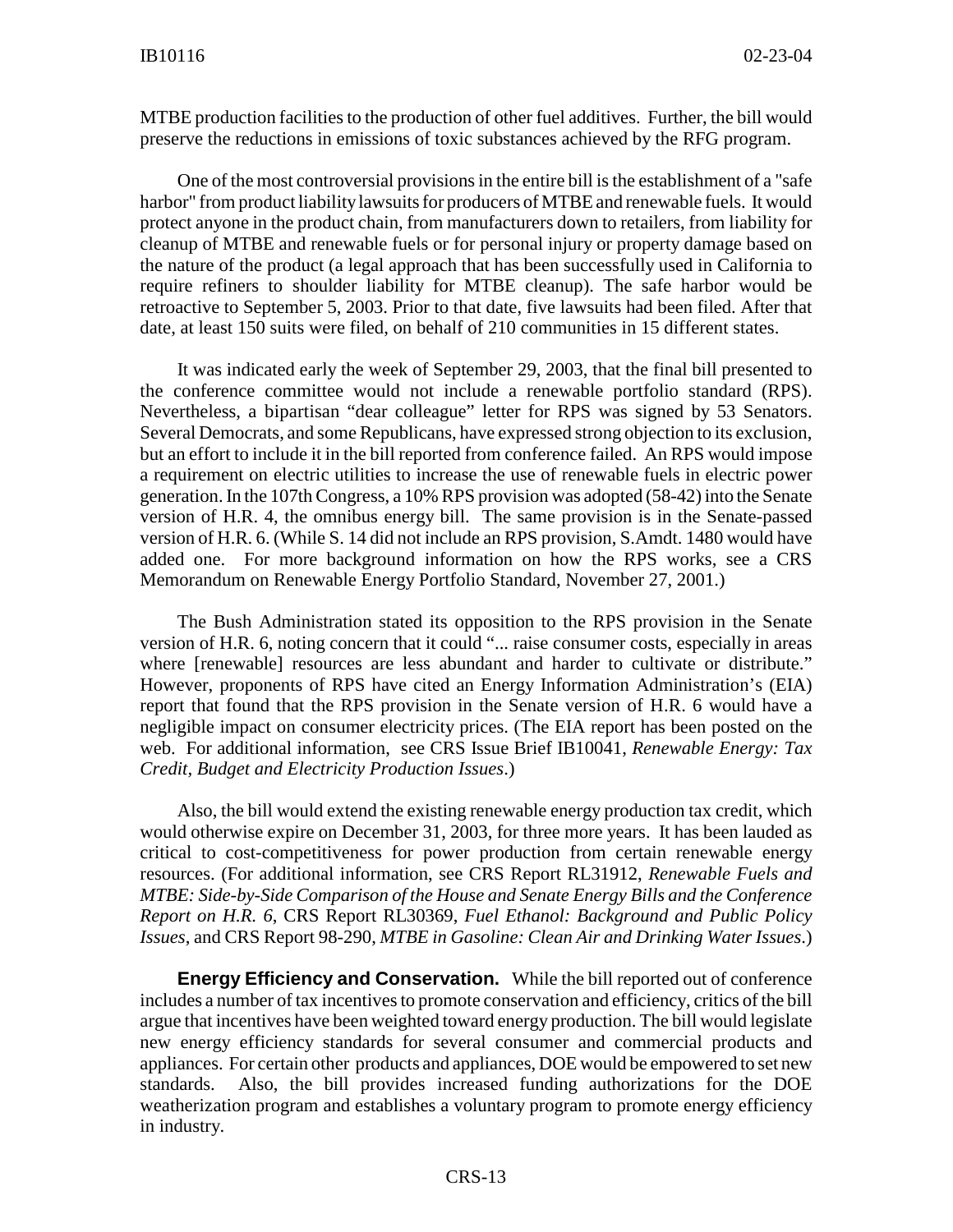MTBE production facilities to the production of other fuel additives. Further, the bill would preserve the reductions in emissions of toxic substances achieved by the RFG program.

One of the most controversial provisions in the entire bill is the establishment of a "safe harbor" from product liability lawsuits for producers of MTBE and renewable fuels. It would protect anyone in the product chain, from manufacturers down to retailers, from liability for cleanup of MTBE and renewable fuels or for personal injury or property damage based on the nature of the product (a legal approach that has been successfully used in California to require refiners to shoulder liability for MTBE cleanup). The safe harbor would be retroactive to September 5, 2003. Prior to that date, five lawsuits had been filed. After that date, at least 150 suits were filed, on behalf of 210 communities in 15 different states.

It was indicated early the week of September 29, 2003, that the final bill presented to the conference committee would not include a renewable portfolio standard (RPS). Nevertheless, a bipartisan "dear colleague" letter for RPS was signed by 53 Senators. Several Democrats, and some Republicans, have expressed strong objection to its exclusion, but an effort to include it in the bill reported from conference failed. An RPS would impose a requirement on electric utilities to increase the use of renewable fuels in electric power generation. In the 107th Congress, a 10% RPS provision was adopted (58-42) into the Senate version of H.R. 4, the omnibus energy bill. The same provision is in the Senate-passed version of H.R. 6. (While S. 14 did not include an RPS provision, S.Amdt. 1480 would have added one. For more background information on how the RPS works, see a CRS Memorandum on Renewable Energy Portfolio Standard, November 27, 2001.)

The Bush Administration stated its opposition to the RPS provision in the Senate version of H.R. 6, noting concern that it could "... raise consumer costs, especially in areas where [renewable] resources are less abundant and harder to cultivate or distribute." However, proponents of RPS have cited an Energy Information Administration's (EIA) report that found that the RPS provision in the Senate version of H.R. 6 would have a negligible impact on consumer electricity prices. (The EIA report has been posted on the web. For additional information, see CRS Issue Brief IB10041, *Renewable Energy: Tax Credit, Budget and Electricity Production Issues*.)

Also, the bill would extend the existing renewable energy production tax credit, which would otherwise expire on December 31, 2003, for three more years. It has been lauded as critical to cost-competitiveness for power production from certain renewable energy resources. (For additional information, see CRS Report RL31912, *Renewable Fuels and MTBE: Side-by-Side Comparison of the House and Senate Energy Bills and the Conference Report on H.R. 6*, CRS Report RL30369, *Fuel Ethanol: Background and Public Policy Issues*, and CRS Report 98-290, *MTBE in Gasoline: Clean Air and Drinking Water Issues*.)

**Energy Efficiency and Conservation.** While the bill reported out of conference includes a number of tax incentives to promote conservation and efficiency, critics of the bill argue that incentives have been weighted toward energy production. The bill would legislate new energy efficiency standards for several consumer and commercial products and appliances. For certain other products and appliances, DOE would be empowered to set new standards. Also, the bill provides increased funding authorizations for the DOE weatherization program and establishes a voluntary program to promote energy efficiency in industry.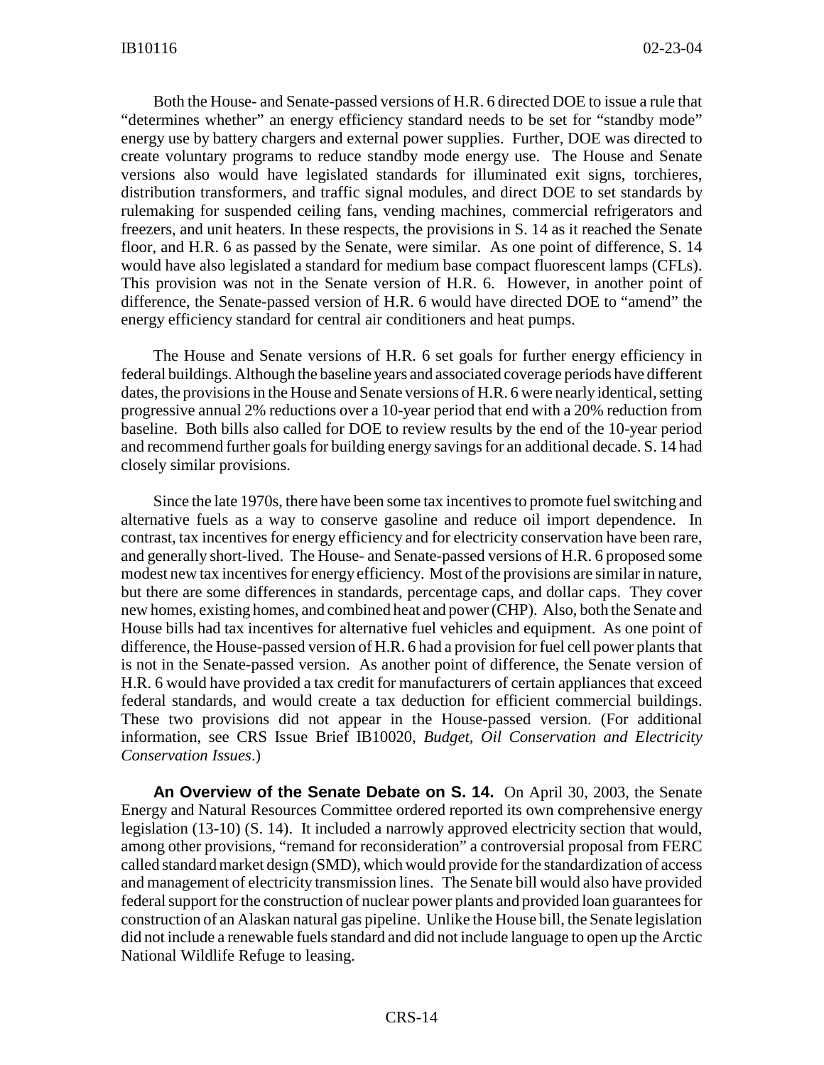Both the House- and Senate-passed versions of H.R. 6 directed DOE to issue a rule that "determines whether" an energy efficiency standard needs to be set for "standby mode" energy use by battery chargers and external power supplies. Further, DOE was directed to create voluntary programs to reduce standby mode energy use. The House and Senate versions also would have legislated standards for illuminated exit signs, torchieres, distribution transformers, and traffic signal modules, and direct DOE to set standards by rulemaking for suspended ceiling fans, vending machines, commercial refrigerators and freezers, and unit heaters. In these respects, the provisions in S. 14 as it reached the Senate floor, and H.R. 6 as passed by the Senate, were similar. As one point of difference, S. 14 would have also legislated a standard for medium base compact fluorescent lamps (CFLs). This provision was not in the Senate version of H.R. 6. However, in another point of difference, the Senate-passed version of H.R. 6 would have directed DOE to "amend" the energy efficiency standard for central air conditioners and heat pumps.

The House and Senate versions of H.R. 6 set goals for further energy efficiency in federal buildings. Although the baseline years and associated coverage periods have different dates, the provisions in the House and Senate versions of H.R. 6 were nearly identical, setting progressive annual 2% reductions over a 10-year period that end with a 20% reduction from baseline. Both bills also called for DOE to review results by the end of the 10-year period and recommend further goals for building energy savings for an additional decade. S. 14 had closely similar provisions.

Since the late 1970s, there have been some tax incentives to promote fuel switching and alternative fuels as a way to conserve gasoline and reduce oil import dependence. In contrast, tax incentives for energy efficiency and for electricity conservation have been rare, and generally short-lived. The House- and Senate-passed versions of H.R. 6 proposed some modest new tax incentives for energy efficiency. Most of the provisions are similar in nature, but there are some differences in standards, percentage caps, and dollar caps. They cover new homes, existing homes, and combined heat and power (CHP). Also, both the Senate and House bills had tax incentives for alternative fuel vehicles and equipment. As one point of difference, the House-passed version of H.R. 6 had a provision for fuel cell power plants that is not in the Senate-passed version. As another point of difference, the Senate version of H.R. 6 would have provided a tax credit for manufacturers of certain appliances that exceed federal standards, and would create a tax deduction for efficient commercial buildings. These two provisions did not appear in the House-passed version. (For additional information, see CRS Issue Brief IB10020, *Budget, Oil Conservation and Electricity Conservation Issues*.)

**An Overview of the Senate Debate on S. 14.** On April 30, 2003, the Senate Energy and Natural Resources Committee ordered reported its own comprehensive energy legislation (13-10) (S. 14). It included a narrowly approved electricity section that would, among other provisions, "remand for reconsideration" a controversial proposal from FERC called standard market design (SMD), which would provide for the standardization of access and management of electricity transmission lines. The Senate bill would also have provided federal support for the construction of nuclear power plants and provided loan guarantees for construction of an Alaskan natural gas pipeline. Unlike the House bill, the Senate legislation did not include a renewable fuels standard and did not include language to open up the Arctic National Wildlife Refuge to leasing.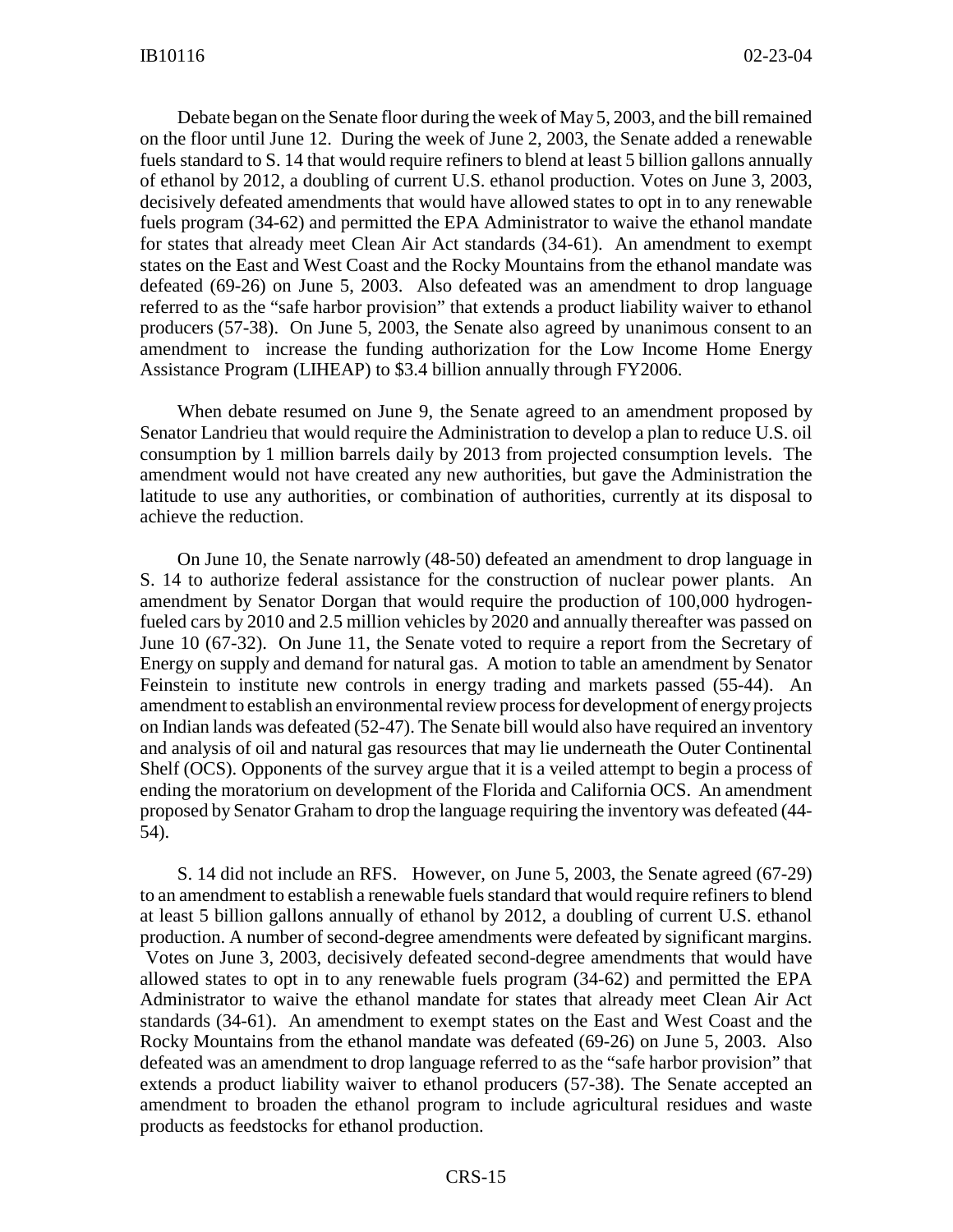Debate began on the Senate floor during the week of May 5, 2003, and the bill remained on the floor until June 12. During the week of June 2, 2003, the Senate added a renewable fuels standard to S. 14 that would require refiners to blend at least 5 billion gallons annually of ethanol by 2012, a doubling of current U.S. ethanol production. Votes on June 3, 2003, decisively defeated amendments that would have allowed states to opt in to any renewable fuels program (34-62) and permitted the EPA Administrator to waive the ethanol mandate for states that already meet Clean Air Act standards (34-61). An amendment to exempt states on the East and West Coast and the Rocky Mountains from the ethanol mandate was defeated (69-26) on June 5, 2003. Also defeated was an amendment to drop language referred to as the "safe harbor provision" that extends a product liability waiver to ethanol producers (57-38). On June 5, 2003, the Senate also agreed by unanimous consent to an amendment to increase the funding authorization for the Low Income Home Energy Assistance Program (LIHEAP) to $3.4 billion annually through FY2006.

When debate resumed on June 9, the Senate agreed to an amendment proposed by Senator Landrieu that would require the Administration to develop a plan to reduce U.S. oil consumption by 1 million barrels daily by 2013 from projected consumption levels. The amendment would not have created any new authorities, but gave the Administration the latitude to use any authorities, or combination of authorities, currently at its disposal to achieve the reduction.

On June 10, the Senate narrowly (48-50) defeated an amendment to drop language in S. 14 to authorize federal assistance for the construction of nuclear power plants. An amendment by Senator Dorgan that would require the production of 100,000 hydrogen-fueled cars by 2010 and 2.5 million vehicles by 2020 and annually thereafter was passed on June 10 (67-32). On June 11, the Senate voted to require a report from the Secretary of Energy on supply and demand for natural gas. A motion to table an amendment by Senator Feinstein to institute new controls in energy trading and markets passed (55-44). An amendment to establish an environmental review process for development of energy projects on Indian lands was defeated (52-47). The Senate bill would also have required an inventory and analysis of oil and natural gas resources that may lie underneath the Outer Continental Shelf (OCS). Opponents of the survey argue that it is a veiled attempt to begin a process of ending the moratorium on development of the Florida and California OCS. An amendment proposed by Senator Graham to drop the language requiring the inventory was defeated (44-54).

S. 14 did not include an RFS. However, on June 5, 2003, the Senate agreed (67-29) to an amendment to establish a renewable fuels standard that would require refiners to blend at least 5 billion gallons annually of ethanol by 2012, a doubling of current U.S. ethanol production. A number of second-degree amendments were defeated by significant margins. Votes on June 3, 2003, decisively defeated second-degree amendments that would have allowed states to opt in to any renewable fuels program (34-62) and permitted the EPA Administrator to waive the ethanol mandate for states that already meet Clean Air Act standards (34-61). An amendment to exempt states on the East and West Coast and the Rocky Mountains from the ethanol mandate was defeated (69-26) on June 5, 2003. Also defeated was an amendment to drop language referred to as the "safe harbor provision" that extends a product liability waiver to ethanol producers (57-38). The Senate accepted an amendment to broaden the ethanol program to include agricultural residues and waste products as feedstocks for ethanol production.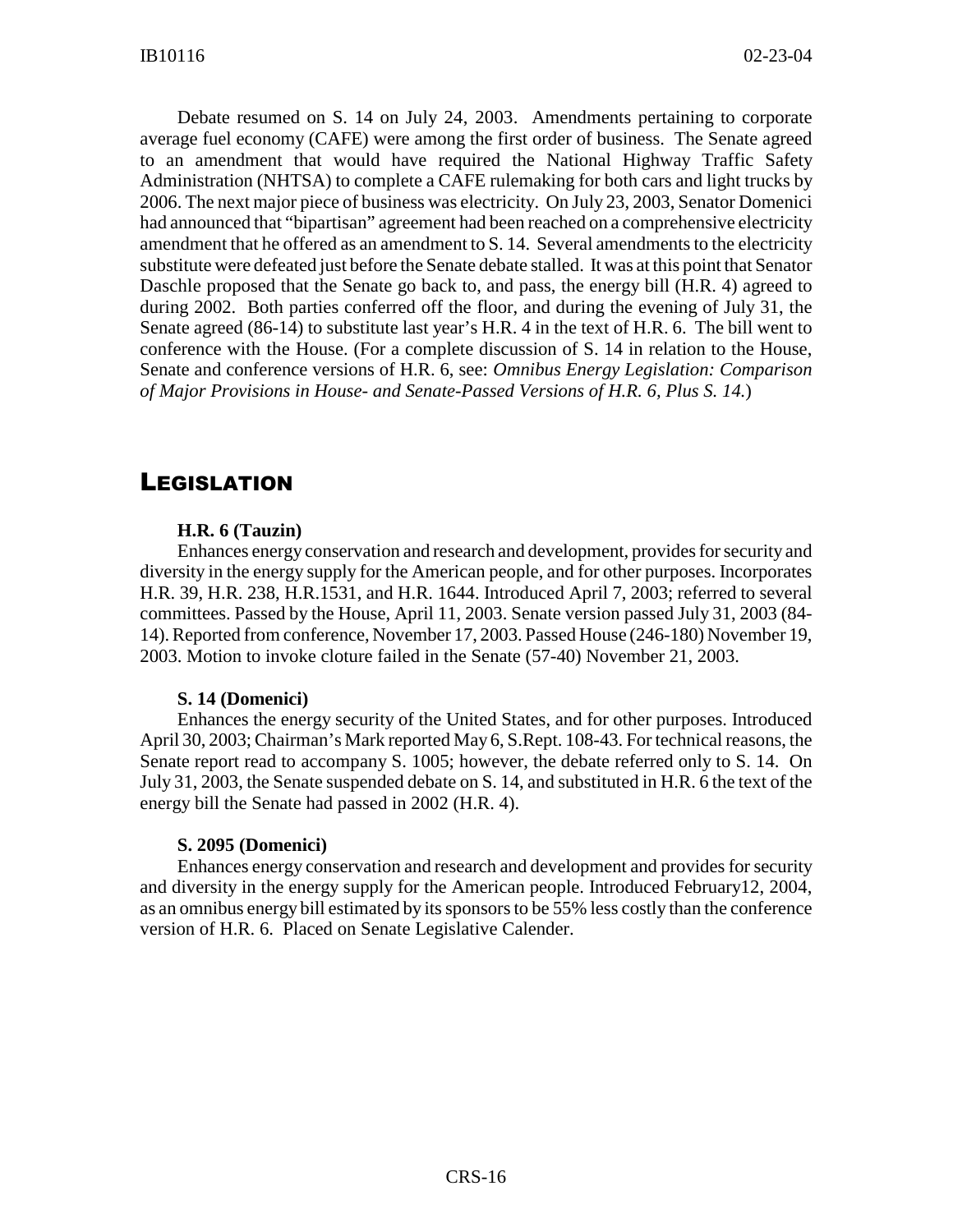Debate resumed on S. 14 on July 24, 2003. Amendments pertaining to corporate average fuel economy (CAFE) were among the first order of business. The Senate agreed to an amendment that would have required the National Highway Traffic Safety Administration (NHTSA) to complete a CAFE rulemaking for both cars and light trucks by 2006. The next major piece of business was electricity. On July 23, 2003, Senator Domenici had announced that "bipartisan" agreement had been reached on a comprehensive electricity amendment that he offered as an amendment to S. 14. Several amendments to the electricity substitute were defeated just before the Senate debate stalled. It was at this point that Senator Daschle proposed that the Senate go back to, and pass, the energy bill (H.R. 4) agreed to during 2002. Both parties conferred off the floor, and during the evening of July 31, the Senate agreed (86-14) to substitute last year's H.R. 4 in the text of H.R. 6. The bill went to conference with the House. (For a complete discussion of S. 14 in relation to the House, Senate and conference versions of H.R. 6, see: *Omnibus Energy Legislation: Comparison of Major Provisions in House- and Senate-Passed Versions of H.R. 6, Plus S. 14.*)

## Legislation

**H.R. 6 (Tauzin)**

Enhances energy conservation and research and development, provides for security and diversity in the energy supply for the American people, and for other purposes. Incorporates H.R. 39, H.R. 238, H.R.1531, and H.R. 1644. Introduced April 7, 2003; referred to several committees. Passed by the House, April 11, 2003. Senate version passed July 31, 2003 (84-14). Reported from conference, November 17, 2003. Passed House (246-180) November 19, 2003. Motion to invoke cloture failed in the Senate (57-40) November 21, 2003.

**S. 14 (Domenici)**

Enhances the energy security of the United States, and for other purposes. Introduced April 30, 2003; Chairman's Mark reported May 6, S.Rept. 108-43. For technical reasons, the Senate report read to accompany S. 1005; however, the debate referred only to S. 14. On July 31, 2003, the Senate suspended debate on S. 14, and substituted in H.R. 6 the text of the energy bill the Senate had passed in 2002 (H.R. 4).

**S. 2095 (Domenici)**

Enhances energy conservation and research and development and provides for security and diversity in the energy supply for the American people. Introduced February12, 2004, as an omnibus energy bill estimated by its sponsors to be 55% less costly than the conference version of H.R. 6. Placed on Senate Legislative Calender.